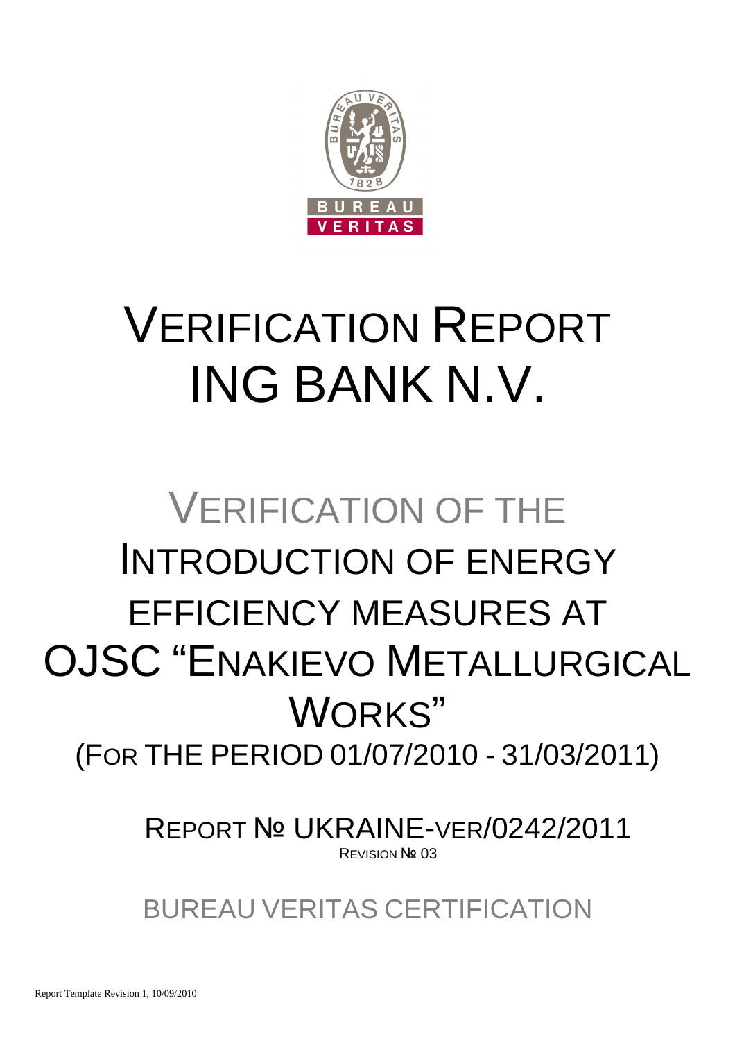# VERIFICATION REPORT ING BANK N.V.

## VERIFICATION OF THE INTRODUCTION OF ENERGY EFFICIENCY MEASURES AT OJSC "ENAKIEVO METALLURGICAL WORKS"

(FOR THE PERIOD 01/07/2010 - 31/03/2011)

REPORT № UKRAINE-VER/0242/2011

REVISION № 03

BUREAU VERITAS CERTIFICATION

Report Template Revision 1, 10/09/2010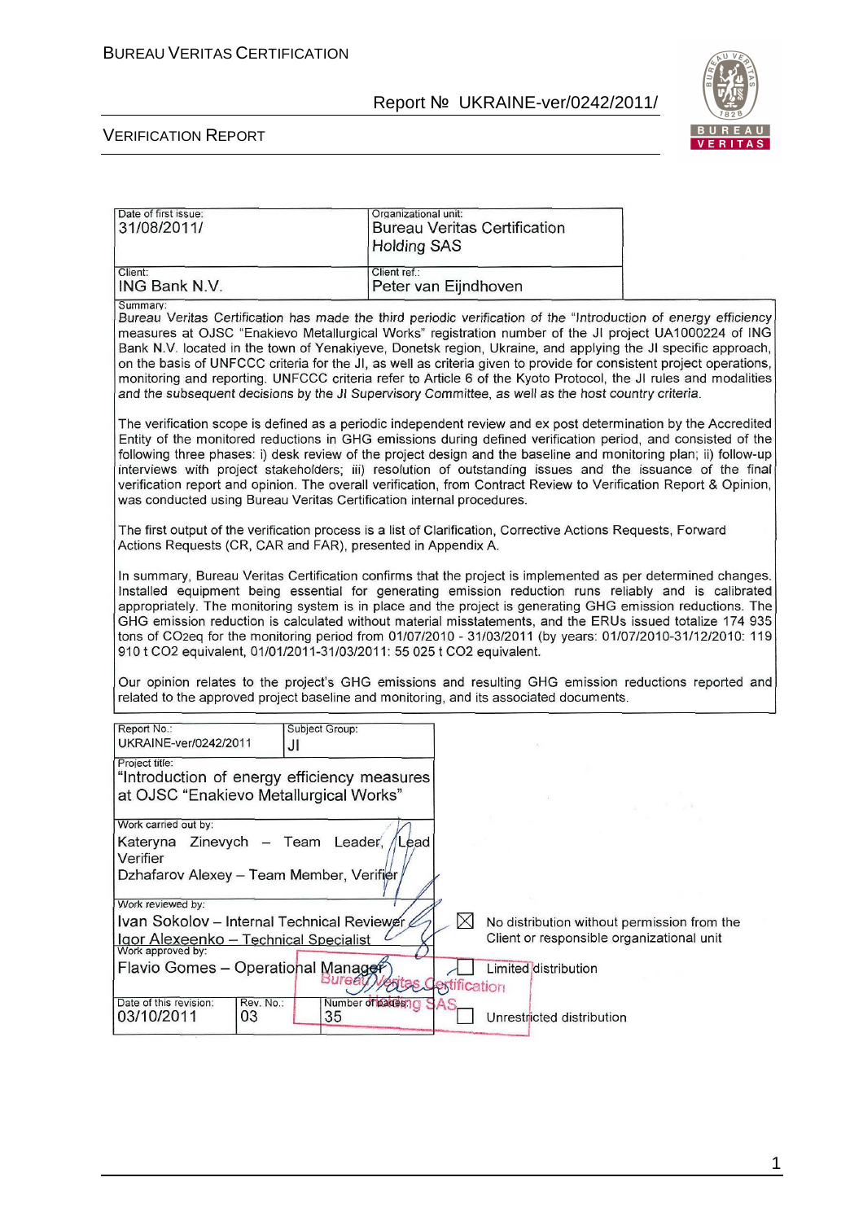| Date of first issue: 31/08/2011/ | Organizational unit: Bureau Veritas Certification Holding SAS |
|---|---|
| Client: ING Bank N.V. | Client ref.: Peter van Eijndhoven |

Summary:

Bureau Veritas Certification has made the third periodic verification of the "Introduction of energy efficiency measures at OJSC "Enakievo Metallurgical Works" registration number of the JI project UA1000224 of ING Bank N.V. located in the town of Yenakiyeve, Donetsk region, Ukraine, and applying the JI specific approach, on the basis of UNFCCC criteria for the JI, as well as criteria given to provide for consistent project operations, monitoring and reporting. UNFCCC criteria refer to Article 6 of the Kyoto Protocol, the JI rules and modalities and the subsequent decisions by the JI Supervisory Committee, as well as the host country criteria.

The verification scope is defined as a periodic independent review and ex post determination by the Accredited Entity of the monitored reductions in GHG emissions during defined verification period, and consisted of the following three phases: i) desk review of the project design and the baseline and monitoring plan; ii) follow-up interviews with project stakeholders; iii) resolution of outstanding issues and the issuance of the final verification report and opinion. The overall verification, from Contract Review to Verification Report & Opinion, was conducted using Bureau Veritas Certification internal procedures.

The first output of the verification process is a list of Clarification, Corrective Actions Requests, Forward Actions Requests (CR, CAR and FAR), presented in Appendix A.

In summary, Bureau Veritas Certification confirms that the project is implemented as per determined changes. Installed equipment being essential for generating emission reduction runs reliably and is calibrated appropriately. The monitoring system is in place and the project is generating GHG emission reductions. The GHG emission reduction is calculated without material misstatements, and the ERUs issued totalize 174 935 tons of $CO_2eq$ for the monitoring period from 01/07/2010 - 31/03/2011 (by years: 01/07/2010-31/12/2010: 119 910 t $CO_2$ equivalent, 01/01/2011-31/03/2011: 55 025 t $CO_2$ equivalent.

Our opinion relates to the project's GHG emissions and resulting GHG emission reductions reported and related to the approved project baseline and monitoring, and its associated documents.

| Report No.: UKRAINE-ver/0242/2011 | Subject Group: JI | |
|---|---|---|
| Project title: "Introduction of energy efficiency measures at OJSC "Enakievo Metallurgical Works" | | |
| Work carried out by: Kateryna Zinevych – Team Leader, Lead Verifier; Dzhafarov Alexey – Team Member, Verifier | | |
| Work reviewed by: Ivan Sokolov – Internal Technical Reviewer; Igor Alexeenko – Technical Specialist | | ☒ No distribution without permission from the Client or responsible organizational unit |
| Work approved by: Flavio Gomes – Operational Manager | | ☐ Limited distribution |
| Date of this revision: 03/10/2011 | Rev. No.: 03 | Number of pages: 35 | ☐ Unrestricted distribution |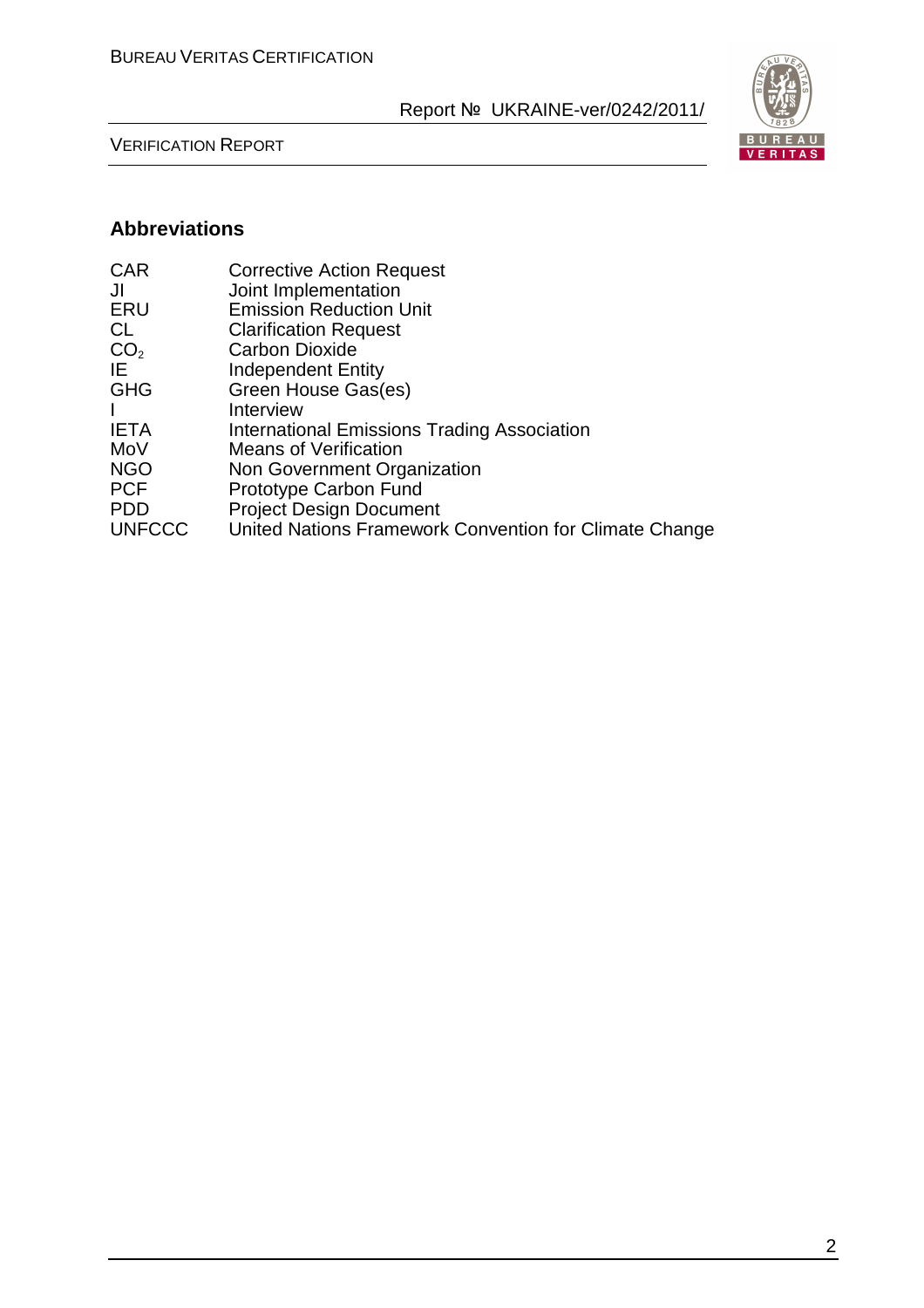## Abbreviations

| | |
|---|---|
| CAR | Corrective Action Request |
| JI | Joint Implementation |
| ERU | Emission Reduction Unit |
| CL | Clarification Request |
| $CO_2$ | Carbon Dioxide |
| IE | Independent Entity |
| GHG | Green House Gas(es) |
| I | Interview |
| IETA | International Emissions Trading Association |
| MoV | Means of Verification |
| NGO | Non Government Organization |
| PCF | Prototype Carbon Fund |
| PDD | Project Design Document |
| UNFCCC | United Nations Framework Convention for Climate Change |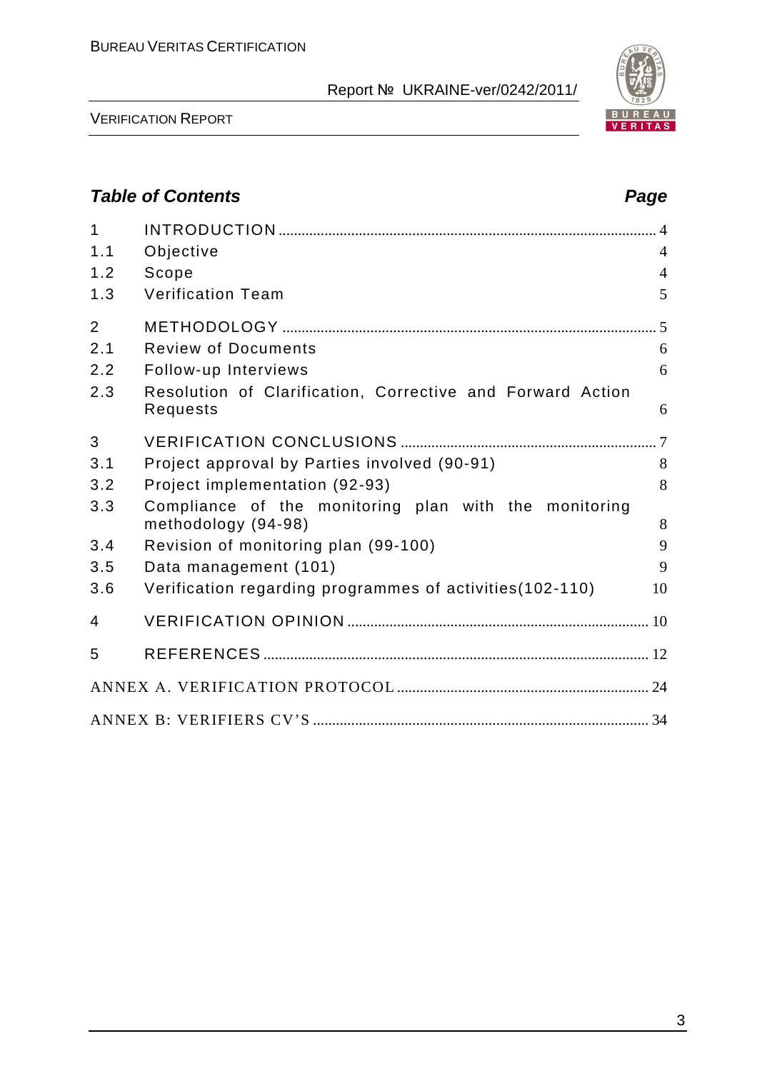## Table of Contents

| | | Page |
|---|---|---|
| 1 | INTRODUCTION | 4 |
| 1.1 | Objective | 4 |
| 1.2 | Scope | 4 |
| 1.3 | Verification Team | 5 |
| 2 | METHODOLOGY | 5 |
| 2.1 | Review of Documents | 6 |
| 2.2 | Follow-up Interviews | 6 |
| 2.3 | Resolution of Clarification, Corrective and Forward Action Requests | 6 |
| 3 | VERIFICATION CONCLUSIONS | 7 |
| 3.1 | Project approval by Parties involved (90-91) | 8 |
| 3.2 | Project implementation (92-93) | 8 |
| 3.3 | Compliance of the monitoring plan with the monitoring methodology (94-98) | 8 |
| 3.4 | Revision of monitoring plan (99-100) | 9 |
| 3.5 | Data management (101) | 9 |
| 3.6 | Verification regarding programmes of activities(102-110) | 10 |
| 4 | VERIFICATION OPINION | 10 |
| 5 | REFERENCES | 12 |
| | ANNEX A. VERIFICATION PROTOCOL | 24 |
| | ANNEX B: VERIFIERS CV'S | 34 |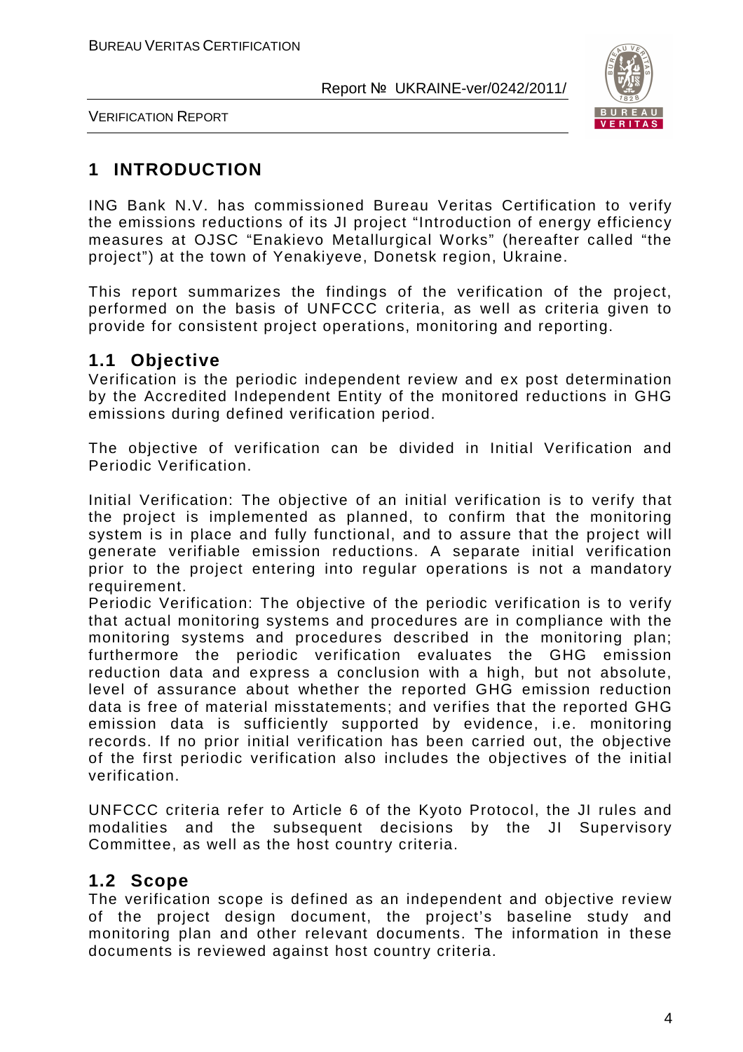# 1 INTRODUCTION

ING Bank N.V. has commissioned Bureau Veritas Certification to verify the emissions reductions of its JI project "Introduction of energy efficiency measures at OJSC "Enakievo Metallurgical Works" (hereafter called "the project") at the town of Yenakiyeve, Donetsk region, Ukraine.

This report summarizes the findings of the verification of the project, performed on the basis of UNFCCC criteria, as well as criteria given to provide for consistent project operations, monitoring and reporting.

## 1.1 Objective

Verification is the periodic independent review and ex post determination by the Accredited Independent Entity of the monitored reductions in GHG emissions during defined verification period.

The objective of verification can be divided in Initial Verification and Periodic Verification.

Initial Verification: The objective of an initial verification is to verify that the project is implemented as planned, to confirm that the monitoring system is in place and fully functional, and to assure that the project will generate verifiable emission reductions. A separate initial verification prior to the project entering into regular operations is not a mandatory requirement.

Periodic Verification: The objective of the periodic verification is to verify that actual monitoring systems and procedures are in compliance with the monitoring systems and procedures described in the monitoring plan; furthermore the periodic verification evaluates the GHG emission reduction data and express a conclusion with a high, but not absolute, level of assurance about whether the reported GHG emission reduction data is free of material misstatements; and verifies that the reported GHG emission data is sufficiently supported by evidence, i.e. monitoring records. If no prior initial verification has been carried out, the objective of the first periodic verification also includes the objectives of the initial verification.

UNFCCC criteria refer to Article 6 of the Kyoto Protocol, the JI rules and modalities and the subsequent decisions by the JI Supervisory Committee, as well as the host country criteria.

## 1.2 Scope

The verification scope is defined as an independent and objective review of the project design document, the project's baseline study and monitoring plan and other relevant documents. The information in these documents is reviewed against host country criteria.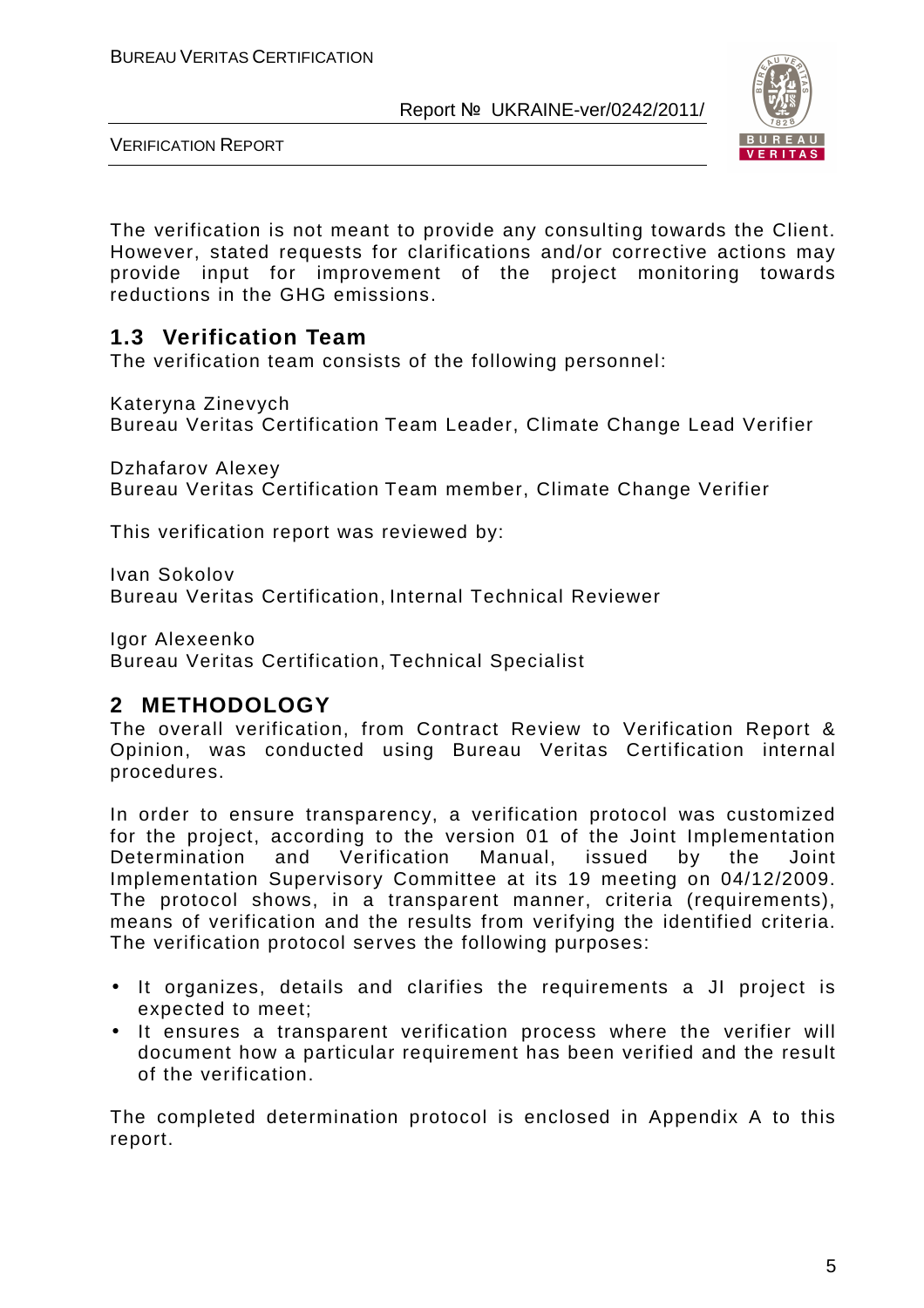The verification is not meant to provide any consulting towards the Client. However, stated requests for clarifications and/or corrective actions may provide input for improvement of the project monitoring towards reductions in the GHG emissions.

## 1.3 Verification Team

The verification team consists of the following personnel:

Kateryna Zinevych
Bureau Veritas Certification Team Leader, Climate Change Lead Verifier

Dzhafarov Alexey
Bureau Veritas Certification Team member, Climate Change Verifier

This verification report was reviewed by:

Ivan Sokolov
Bureau Veritas Certification, Internal Technical Reviewer

Igor Alexeenko
Bureau Veritas Certification, Technical Specialist

# 2 METHODOLOGY

The overall verification, from Contract Review to Verification Report & Opinion, was conducted using Bureau Veritas Certification internal procedures.

In order to ensure transparency, a verification protocol was customized for the project, according to the version 01 of the Joint Implementation Determination and Verification Manual, issued by the Joint Implementation Supervisory Committee at its 19 meeting on 04/12/2009. The protocol shows, in a transparent manner, criteria (requirements), means of verification and the results from verifying the identified criteria. The verification protocol serves the following purposes:

- It organizes, details and clarifies the requirements a JI project is expected to meet;
- It ensures a transparent verification process where the verifier will document how a particular requirement has been verified and the result of the verification.

The completed determination protocol is enclosed in Appendix A to this report.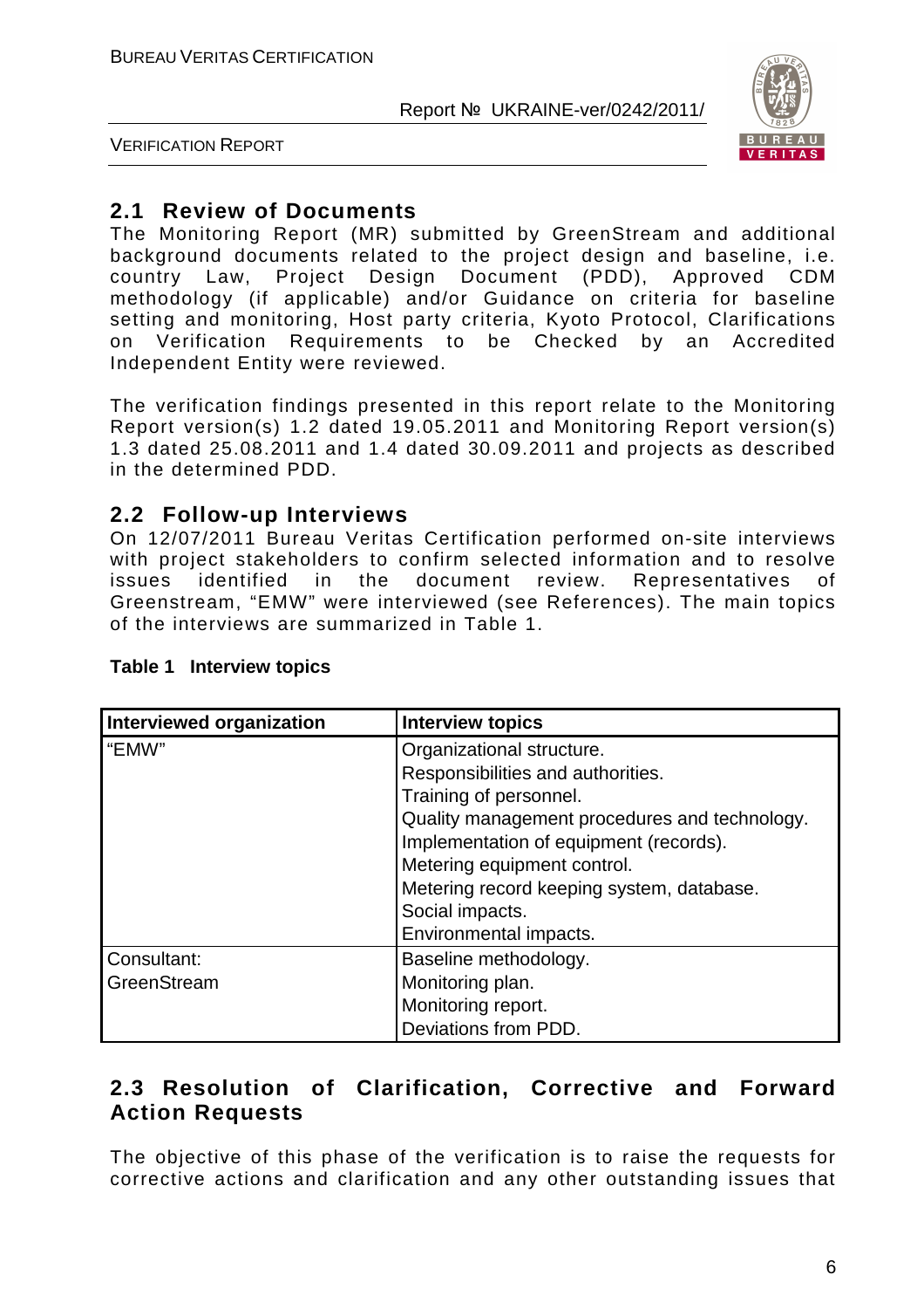## 2.1 Review of Documents

The Monitoring Report (MR) submitted by GreenStream and additional background documents related to the project design and baseline, i.e. country Law, Project Design Document (PDD), Approved CDM methodology (if applicable) and/or Guidance on criteria for baseline setting and monitoring, Host party criteria, Kyoto Protocol, Clarifications on Verification Requirements to be Checked by an Accredited Independent Entity were reviewed.

The verification findings presented in this report relate to the Monitoring Report version(s) 1.2 dated 19.05.2011 and Monitoring Report version(s) 1.3 dated 25.08.2011 and 1.4 dated 30.09.2011 and projects as described in the determined PDD.

## 2.2 Follow-up Interviews

On 12/07/2011 Bureau Veritas Certification performed on-site interviews with project stakeholders to confirm selected information and to resolve issues identified in the document review. Representatives of Greenstream, "EMW" were interviewed (see References). The main topics of the interviews are summarized in Table 1.

**Table 1 Interview topics**

| Interviewed organization | Interview topics |
|---|---|
| "EMW" | Organizational structure.<br>Responsibilities and authorities.<br>Training of personnel.<br>Quality management procedures and technology.<br>Implementation of equipment (records).<br>Metering equipment control.<br>Metering record keeping system, database.<br>Social impacts.<br>Environmental impacts. |
| Consultant:<br>GreenStream | Baseline methodology.<br>Monitoring plan.<br>Monitoring report.<br>Deviations from PDD. |

## 2.3 Resolution of Clarification, Corrective and Forward Action Requests

The objective of this phase of the verification is to raise the requests for corrective actions and clarification and any other outstanding issues that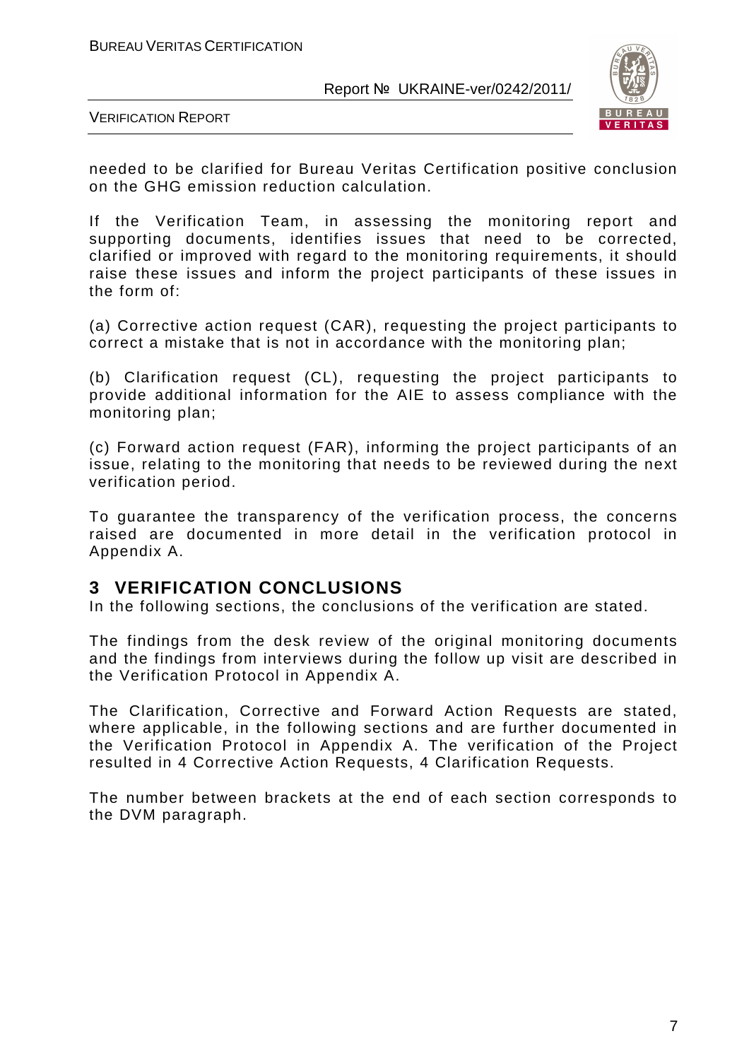needed to be clarified for Bureau Veritas Certification positive conclusion on the GHG emission reduction calculation.

If the Verification Team, in assessing the monitoring report and supporting documents, identifies issues that need to be corrected, clarified or improved with regard to the monitoring requirements, it should raise these issues and inform the project participants of these issues in the form of:

(a) Corrective action request (CAR), requesting the project participants to correct a mistake that is not in accordance with the monitoring plan;

(b) Clarification request (CL), requesting the project participants to provide additional information for the AIE to assess compliance with the monitoring plan;

(c) Forward action request (FAR), informing the project participants of an issue, relating to the monitoring that needs to be reviewed during the next verification period.

To guarantee the transparency of the verification process, the concerns raised are documented in more detail in the verification protocol in Appendix A.

# 3 VERIFICATION CONCLUSIONS

In the following sections, the conclusions of the verification are stated.

The findings from the desk review of the original monitoring documents and the findings from interviews during the follow up visit are described in the Verification Protocol in Appendix A.

The Clarification, Corrective and Forward Action Requests are stated, where applicable, in the following sections and are further documented in the Verification Protocol in Appendix A. The verification of the Project resulted in 4 Corrective Action Requests, 4 Clarification Requests.

The number between brackets at the end of each section corresponds to the DVM paragraph.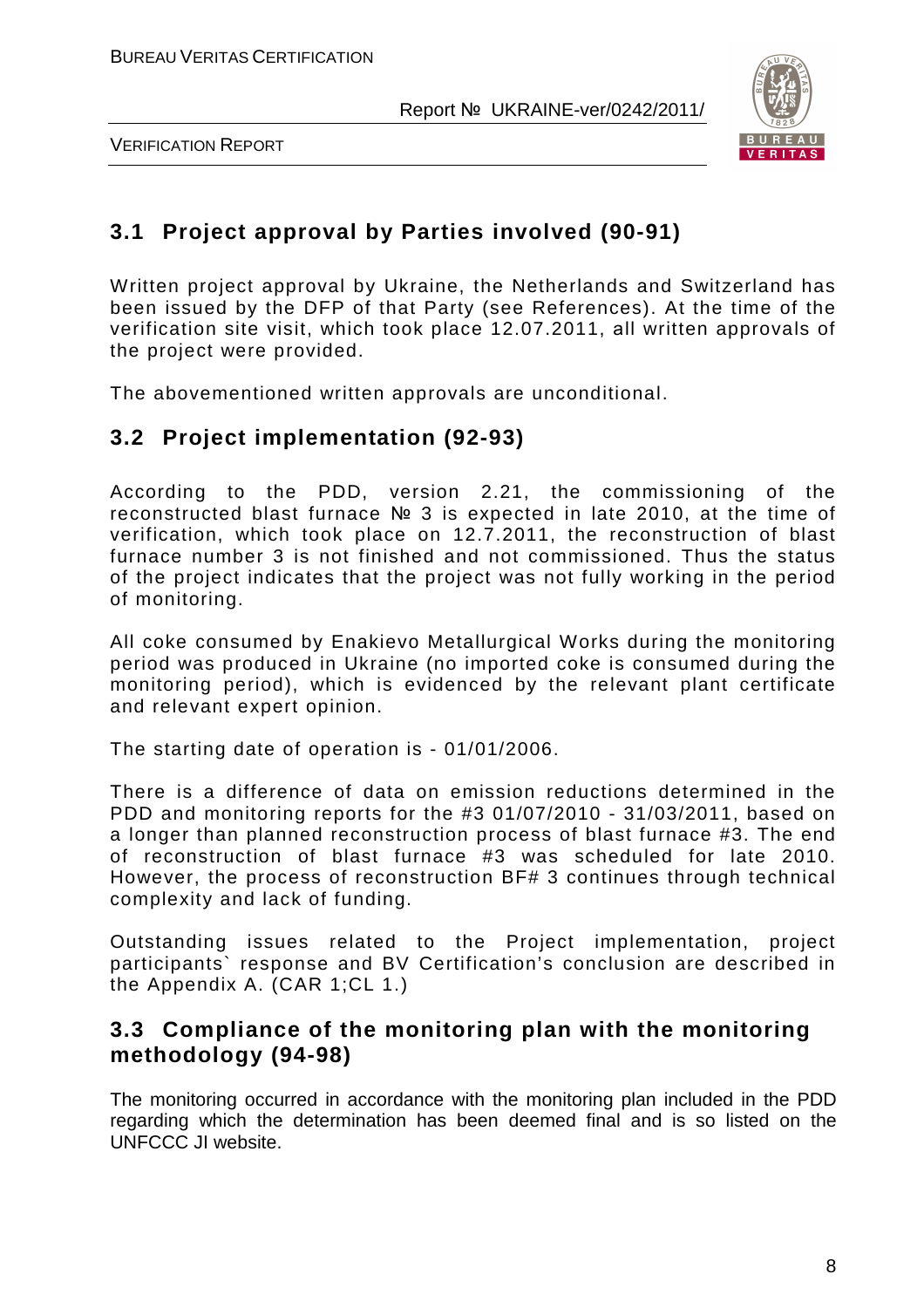## 3.1 Project approval by Parties involved (90-91)

Written project approval by Ukraine, the Netherlands and Switzerland has been issued by the DFP of that Party (see References). At the time of the verification site visit, which took place 12.07.2011, all written approvals of the project were provided.

The abovementioned written approvals are unconditional.

## 3.2 Project implementation (92-93)

According to the PDD, version 2.21, the commissioning of the reconstructed blast furnace № 3 is expected in late 2010, at the time of verification, which took place on 12.7.2011, the reconstruction of blast furnace number 3 is not finished and not commissioned. Thus the status of the project indicates that the project was not fully working in the period of monitoring.

All coke consumed by Enakievo Metallurgical Works during the monitoring period was produced in Ukraine (no imported coke is consumed during the monitoring period), which is evidenced by the relevant plant certificate and relevant expert opinion.

The starting date of operation is - 01/01/2006.

There is a difference of data on emission reductions determined in the PDD and monitoring reports for the #3 01/07/2010 - 31/03/2011, based on a longer than planned reconstruction process of blast furnace #3. The end of reconstruction of blast furnace #3 was scheduled for late 2010. However, the process of reconstruction BF# 3 continues through technical complexity and lack of funding.

Outstanding issues related to the Project implementation, project participants` response and BV Certification's conclusion are described in the Appendix A. (CAR 1;CL 1.)

## 3.3 Compliance of the monitoring plan with the monitoring methodology (94-98)

The monitoring occurred in accordance with the monitoring plan included in the PDD regarding which the determination has been deemed final and is so listed on the UNFCCC JI website.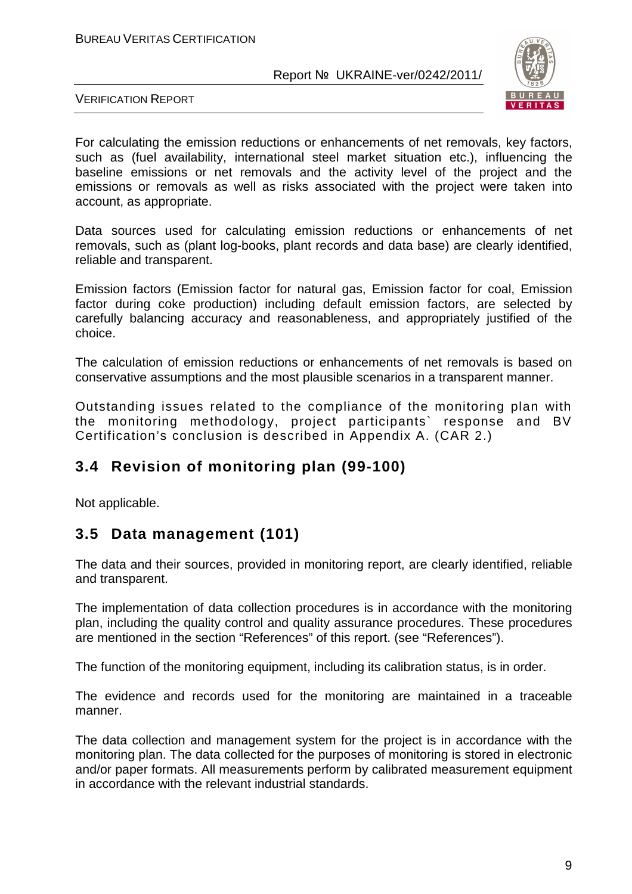For calculating the emission reductions or enhancements of net removals, key factors, such as (fuel availability, international steel market situation etc.), influencing the baseline emissions or net removals and the activity level of the project and the emissions or removals as well as risks associated with the project were taken into account, as appropriate.

Data sources used for calculating emission reductions or enhancements of net removals, such as (plant log-books, plant records and data base) are clearly identified, reliable and transparent.

Emission factors (Emission factor for natural gas, Emission factor for coal, Emission factor during coke production) including default emission factors, are selected by carefully balancing accuracy and reasonableness, and appropriately justified of the choice.

The calculation of emission reductions or enhancements of net removals is based on conservative assumptions and the most plausible scenarios in a transparent manner.

Outstanding issues related to the compliance of the monitoring plan with the monitoring methodology, project participants` response and BV Certification's conclusion is described in Appendix A. (CAR 2.)

## 3.4 Revision of monitoring plan (99-100)

Not applicable.

## 3.5 Data management (101)

The data and their sources, provided in monitoring report, are clearly identified, reliable and transparent.

The implementation of data collection procedures is in accordance with the monitoring plan, including the quality control and quality assurance procedures. These procedures are mentioned in the section "References" of this report. (see "References").

The function of the monitoring equipment, including its calibration status, is in order.

The evidence and records used for the monitoring are maintained in a traceable manner.

The data collection and management system for the project is in accordance with the monitoring plan. The data collected for the purposes of monitoring is stored in electronic and/or paper formats. All measurements perform by calibrated measurement equipment in accordance with the relevant industrial standards.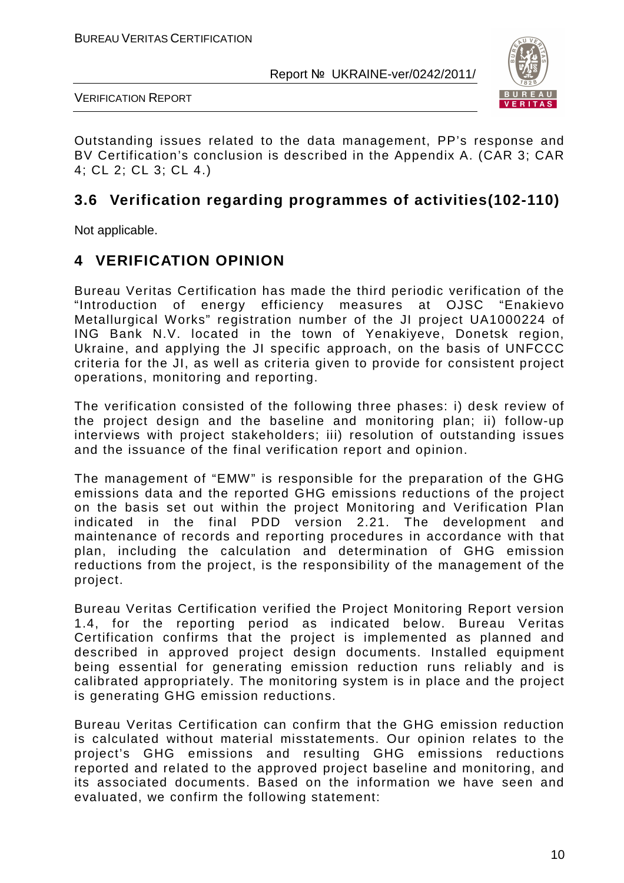Outstanding issues related to the data management, PP's response and BV Certification's conclusion is described in the Appendix A. (CAR 3; CAR 4; CL 2; CL 3; CL 4.)

## 3.6 Verification regarding programmes of activities(102-110)

Not applicable.

# 4 VERIFICATION OPINION

Bureau Veritas Certification has made the third periodic verification of the "Introduction of energy efficiency measures at OJSC "Enakievo Metallurgical Works" registration number of the JI project UA1000224 of ING Bank N.V. located in the town of Yenakiyeve, Donetsk region, Ukraine, and applying the JI specific approach, on the basis of UNFCCC criteria for the JI, as well as criteria given to provide for consistent project operations, monitoring and reporting.

The verification consisted of the following three phases: i) desk review of the project design and the baseline and monitoring plan; ii) follow-up interviews with project stakeholders; iii) resolution of outstanding issues and the issuance of the final verification report and opinion.

The management of "EMW" is responsible for the preparation of the GHG emissions data and the reported GHG emissions reductions of the project on the basis set out within the project Monitoring and Verification Plan indicated in the final PDD version 2.21. The development and maintenance of records and reporting procedures in accordance with that plan, including the calculation and determination of GHG emission reductions from the project, is the responsibility of the management of the project.

Bureau Veritas Certification verified the Project Monitoring Report version 1.4, for the reporting period as indicated below. Bureau Veritas Certification confirms that the project is implemented as planned and described in approved project design documents. Installed equipment being essential for generating emission reduction runs reliably and is calibrated appropriately. The monitoring system is in place and the project is generating GHG emission reductions.

Bureau Veritas Certification can confirm that the GHG emission reduction is calculated without material misstatements. Our opinion relates to the project's GHG emissions and resulting GHG emissions reductions reported and related to the approved project baseline and monitoring, and its associated documents. Based on the information we have seen and evaluated, we confirm the following statement: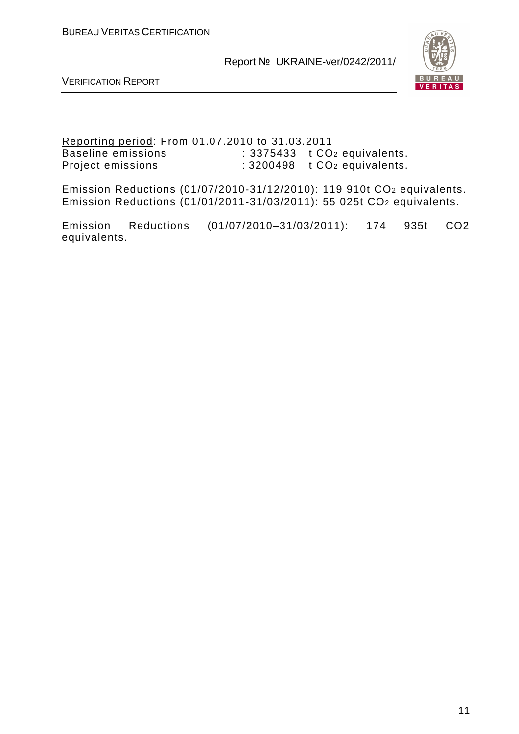Reporting period: From 01.07.2010 to 31.03.2011
Baseline emissions : 3375433 t $CO_2$ equivalents.
Project emissions : 3200498 t $CO_2$ equivalents.

Emission Reductions (01/07/2010-31/12/2010): 119 910t $CO_2$ equivalents.
Emission Reductions (01/01/2011-31/03/2011): 55 025t $CO_2$ equivalents.

Emission Reductions (01/07/2010–31/03/2011): 174 935t CO2 equivalents.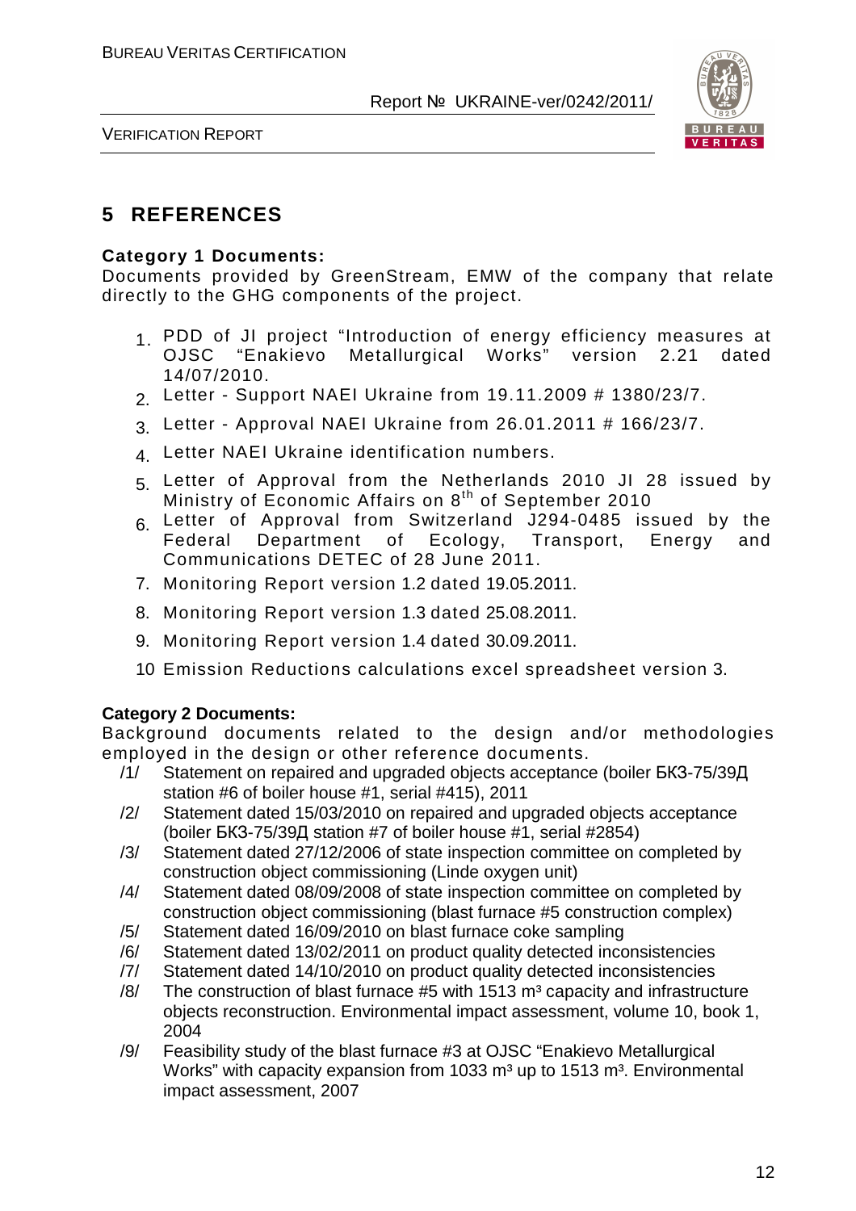# 5 REFERENCES

**Category 1 Documents:**

Documents provided by GreenStream, EMW of the company that relate directly to the GHG components of the project.

1. PDD of JI project "Introduction of energy efficiency measures at OJSC "Enakievo Metallurgical Works" version 2.21 dated 14/07/2010.
2. Letter - Support NAEI Ukraine from 19.11.2009 # 1380/23/7.
3. Letter - Approval NAEI Ukraine from 26.01.2011 # 166/23/7.
4. Letter NAEI Ukraine identification numbers.
5. Letter of Approval from the Netherlands 2010 JI 28 issued by Ministry of Economic Affairs on 8th of September 2010
6. Letter of Approval from Switzerland J294-0485 issued by the Federal Department of Ecology, Transport, Energy and Communications DETEC of 28 June 2011.
7. Monitoring Report version 1.2 dated 19.05.2011.
8. Monitoring Report version 1.3 dated 25.08.2011.
9. Monitoring Report version 1.4 dated 30.09.2011.
10. Emission Reductions calculations excel spreadsheet version 3.

**Category 2 Documents:**

Background documents related to the design and/or methodologies employed in the design or other reference documents.

/1/ Statement on repaired and upgraded objects acceptance (boiler БКЗ-75/39Д station #6 of boiler house #1, serial #415), 2011

/2/ Statement dated 15/03/2010 on repaired and upgraded objects acceptance (boiler БКЗ-75/39Д station #7 of boiler house #1, serial #2854)

/3/ Statement dated 27/12/2006 of state inspection committee on completed by construction object commissioning (Linde oxygen unit)

/4/ Statement dated 08/09/2008 of state inspection committee on completed by construction object commissioning (blast furnace #5 construction complex)

/5/ Statement dated 16/09/2010 on blast furnace coke sampling

/6/ Statement dated 13/02/2011 on product quality detected inconsistencies

/7/ Statement dated 14/10/2010 on product quality detected inconsistencies

/8/ The construction of blast furnace #5 with 1513 m³ capacity and infrastructure objects reconstruction. Environmental impact assessment, volume 10, book 1, 2004

/9/ Feasibility study of the blast furnace #3 at OJSC "Enakievo Metallurgical Works" with capacity expansion from 1033 m³ up to 1513 m³. Environmental impact assessment, 2007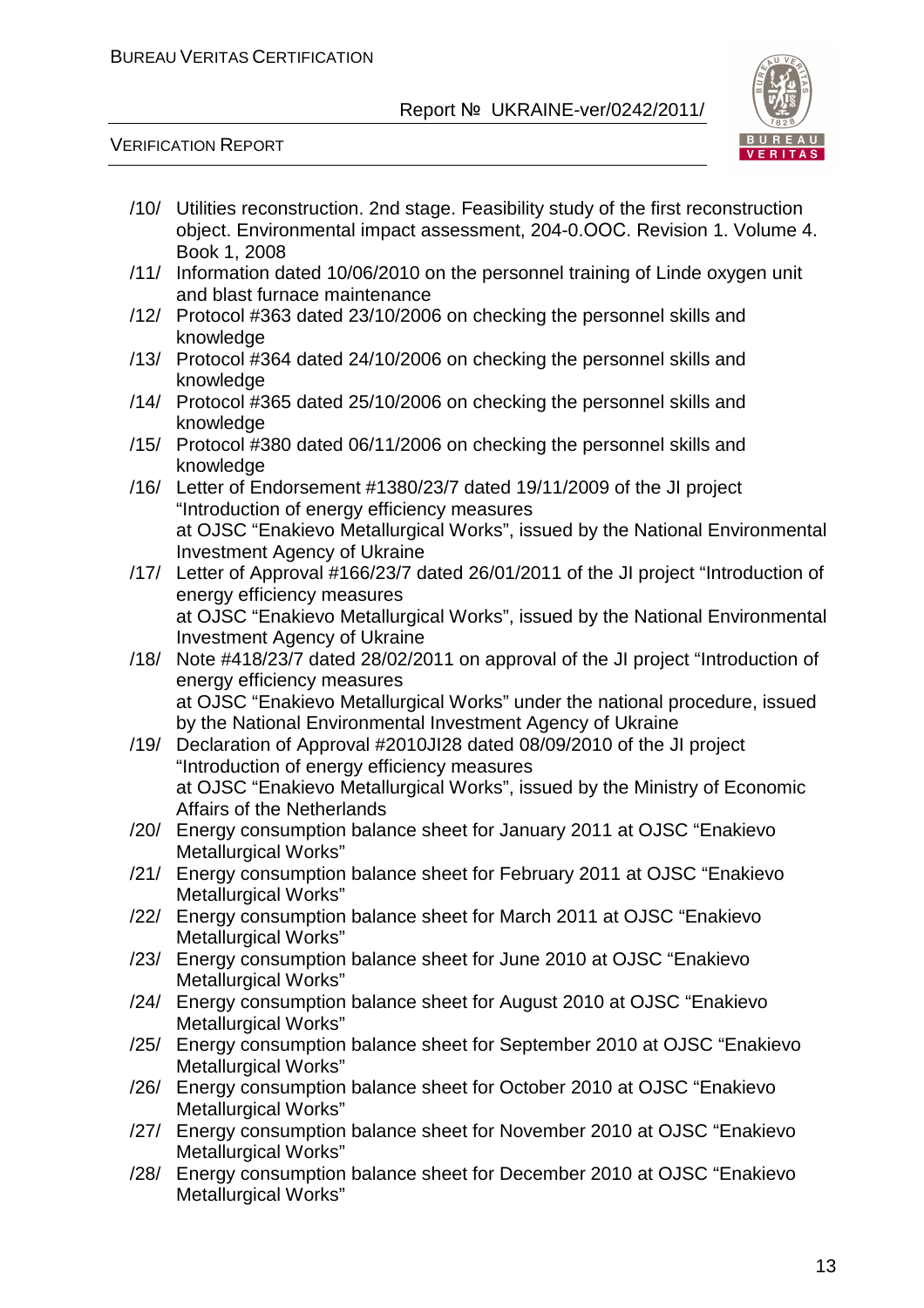/10/ Utilities reconstruction. 2nd stage. Feasibility study of the first reconstruction object. Environmental impact assessment, 204-0.OOC. Revision 1. Volume 4. Book 1, 2008

/11/ Information dated 10/06/2010 on the personnel training of Linde oxygen unit and blast furnace maintenance

/12/ Protocol #363 dated 23/10/2006 on checking the personnel skills and knowledge

/13/ Protocol #364 dated 24/10/2006 on checking the personnel skills and knowledge

/14/ Protocol #365 dated 25/10/2006 on checking the personnel skills and knowledge

/15/ Protocol #380 dated 06/11/2006 on checking the personnel skills and knowledge

/16/ Letter of Endorsement #1380/23/7 dated 19/11/2009 of the JI project "Introduction of energy efficiency measures at OJSC "Enakievo Metallurgical Works", issued by the National Environmental Investment Agency of Ukraine

/17/ Letter of Approval #166/23/7 dated 26/01/2011 of the JI project "Introduction of energy efficiency measures at OJSC "Enakievo Metallurgical Works", issued by the National Environmental Investment Agency of Ukraine

/18/ Note #418/23/7 dated 28/02/2011 on approval of the JI project "Introduction of energy efficiency measures at OJSC "Enakievo Metallurgical Works" under the national procedure, issued by the National Environmental Investment Agency of Ukraine

/19/ Declaration of Approval #2010JI28 dated 08/09/2010 of the JI project "Introduction of energy efficiency measures at OJSC "Enakievo Metallurgical Works", issued by the Ministry of Economic Affairs of the Netherlands

/20/ Energy consumption balance sheet for January 2011 at OJSC "Enakievo Metallurgical Works"

/21/ Energy consumption balance sheet for February 2011 at OJSC "Enakievo Metallurgical Works"

/22/ Energy consumption balance sheet for March 2011 at OJSC "Enakievo Metallurgical Works"

/23/ Energy consumption balance sheet for June 2010 at OJSC "Enakievo Metallurgical Works"

/24/ Energy consumption balance sheet for August 2010 at OJSC "Enakievo Metallurgical Works"

/25/ Energy consumption balance sheet for September 2010 at OJSC "Enakievo Metallurgical Works"

/26/ Energy consumption balance sheet for October 2010 at OJSC "Enakievo Metallurgical Works"

/27/ Energy consumption balance sheet for November 2010 at OJSC "Enakievo Metallurgical Works"

/28/ Energy consumption balance sheet for December 2010 at OJSC "Enakievo Metallurgical Works"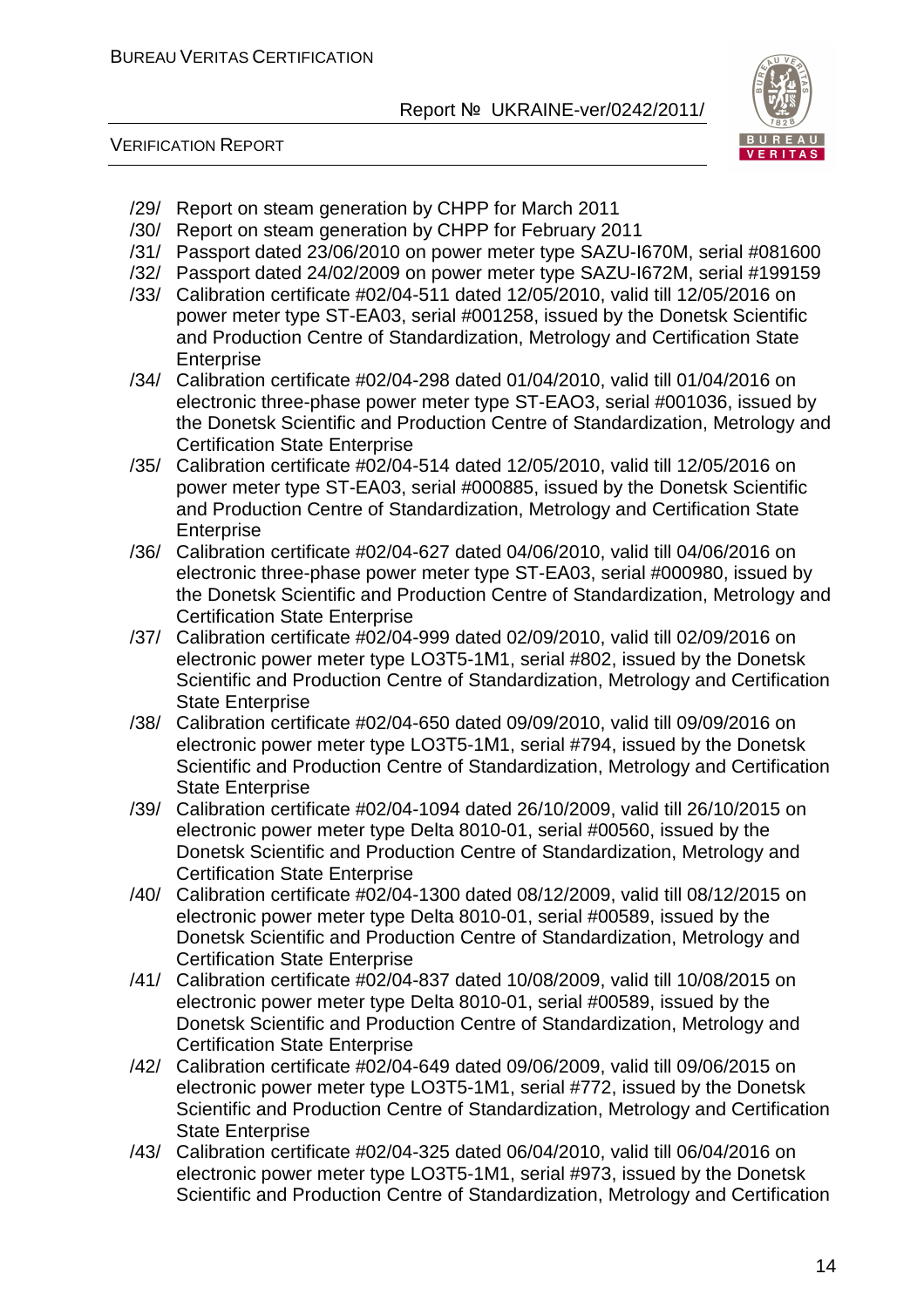/29/ Report on steam generation by CHPP for March 2011

/30/ Report on steam generation by CHPP for February 2011

/31/ Passport dated 23/06/2010 on power meter type SAZU-I670M, serial #081600

/32/ Passport dated 24/02/2009 on power meter type SAZU-I672M, serial #199159

/33/ Calibration certificate #02/04-511 dated 12/05/2010, valid till 12/05/2016 on power meter type ST-EA03, serial #001258, issued by the Donetsk Scientific and Production Centre of Standardization, Metrology and Certification State Enterprise

/34/ Calibration certificate #02/04-298 dated 01/04/2010, valid till 01/04/2016 on electronic three-phase power meter type ST-EAO3, serial #001036, issued by the Donetsk Scientific and Production Centre of Standardization, Metrology and Certification State Enterprise

/35/ Calibration certificate #02/04-514 dated 12/05/2010, valid till 12/05/2016 on power meter type ST-EA03, serial #000885, issued by the Donetsk Scientific and Production Centre of Standardization, Metrology and Certification State Enterprise

/36/ Calibration certificate #02/04-627 dated 04/06/2010, valid till 04/06/2016 on electronic three-phase power meter type ST-EA03, serial #000980, issued by the Donetsk Scientific and Production Centre of Standardization, Metrology and Certification State Enterprise

/37/ Calibration certificate #02/04-999 dated 02/09/2010, valid till 02/09/2016 on electronic power meter type LO3T5-1M1, serial #802, issued by the Donetsk Scientific and Production Centre of Standardization, Metrology and Certification State Enterprise

/38/ Calibration certificate #02/04-650 dated 09/09/2010, valid till 09/09/2016 on electronic power meter type LO3T5-1M1, serial #794, issued by the Donetsk Scientific and Production Centre of Standardization, Metrology and Certification State Enterprise

/39/ Calibration certificate #02/04-1094 dated 26/10/2009, valid till 26/10/2015 on electronic power meter type Delta 8010-01, serial #00560, issued by the Donetsk Scientific and Production Centre of Standardization, Metrology and Certification State Enterprise

/40/ Calibration certificate #02/04-1300 dated 08/12/2009, valid till 08/12/2015 on electronic power meter type Delta 8010-01, serial #00589, issued by the Donetsk Scientific and Production Centre of Standardization, Metrology and Certification State Enterprise

/41/ Calibration certificate #02/04-837 dated 10/08/2009, valid till 10/08/2015 on electronic power meter type Delta 8010-01, serial #00589, issued by the Donetsk Scientific and Production Centre of Standardization, Metrology and Certification State Enterprise

/42/ Calibration certificate #02/04-649 dated 09/06/2009, valid till 09/06/2015 on electronic power meter type LO3T5-1M1, serial #772, issued by the Donetsk Scientific and Production Centre of Standardization, Metrology and Certification State Enterprise

/43/ Calibration certificate #02/04-325 dated 06/04/2010, valid till 06/04/2016 on electronic power meter type LO3T5-1M1, serial #973, issued by the Donetsk Scientific and Production Centre of Standardization, Metrology and Certification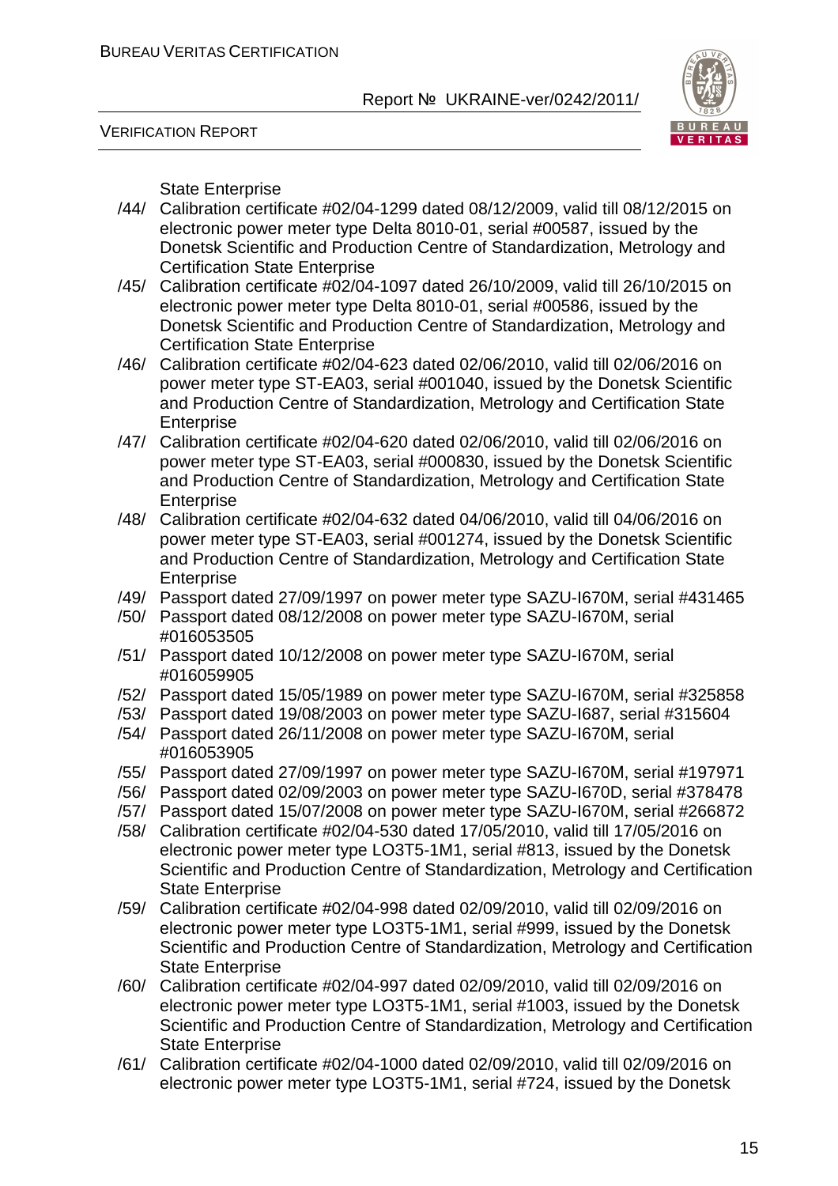State Enterprise

/44/ Calibration certificate #02/04-1299 dated 08/12/2009, valid till 08/12/2015 on electronic power meter type Delta 8010-01, serial #00587, issued by the Donetsk Scientific and Production Centre of Standardization, Metrology and Certification State Enterprise

/45/ Calibration certificate #02/04-1097 dated 26/10/2009, valid till 26/10/2015 on electronic power meter type Delta 8010-01, serial #00586, issued by the Donetsk Scientific and Production Centre of Standardization, Metrology and Certification State Enterprise

/46/ Calibration certificate #02/04-623 dated 02/06/2010, valid till 02/06/2016 on power meter type ST-EA03, serial #001040, issued by the Donetsk Scientific and Production Centre of Standardization, Metrology and Certification State Enterprise

/47/ Calibration certificate #02/04-620 dated 02/06/2010, valid till 02/06/2016 on power meter type ST-EA03, serial #000830, issued by the Donetsk Scientific and Production Centre of Standardization, Metrology and Certification State Enterprise

/48/ Calibration certificate #02/04-632 dated 04/06/2010, valid till 04/06/2016 on power meter type ST-EA03, serial #001274, issued by the Donetsk Scientific and Production Centre of Standardization, Metrology and Certification State Enterprise

/49/ Passport dated 27/09/1997 on power meter type SAZU-I670M, serial #431465

/50/ Passport dated 08/12/2008 on power meter type SAZU-I670M, serial #016053505

/51/ Passport dated 10/12/2008 on power meter type SAZU-I670M, serial #016059905

/52/ Passport dated 15/05/1989 on power meter type SAZU-I670M, serial #325858

/53/ Passport dated 19/08/2003 on power meter type SAZU-I687, serial #315604

/54/ Passport dated 26/11/2008 on power meter type SAZU-I670M, serial #016053905

/55/ Passport dated 27/09/1997 on power meter type SAZU-I670M, serial #197971

/56/ Passport dated 02/09/2003 on power meter type SAZU-I670D, serial #378478

/57/ Passport dated 15/07/2008 on power meter type SAZU-I670M, serial #266872

/58/ Calibration certificate #02/04-530 dated 17/05/2010, valid till 17/05/2016 on electronic power meter type LO3T5-1M1, serial #813, issued by the Donetsk Scientific and Production Centre of Standardization, Metrology and Certification State Enterprise

/59/ Calibration certificate #02/04-998 dated 02/09/2010, valid till 02/09/2016 on electronic power meter type LO3T5-1M1, serial #999, issued by the Donetsk Scientific and Production Centre of Standardization, Metrology and Certification State Enterprise

/60/ Calibration certificate #02/04-997 dated 02/09/2010, valid till 02/09/2016 on electronic power meter type LO3T5-1M1, serial #1003, issued by the Donetsk Scientific and Production Centre of Standardization, Metrology and Certification State Enterprise

/61/ Calibration certificate #02/04-1000 dated 02/09/2010, valid till 02/09/2016 on electronic power meter type LO3T5-1M1, serial #724, issued by the Donetsk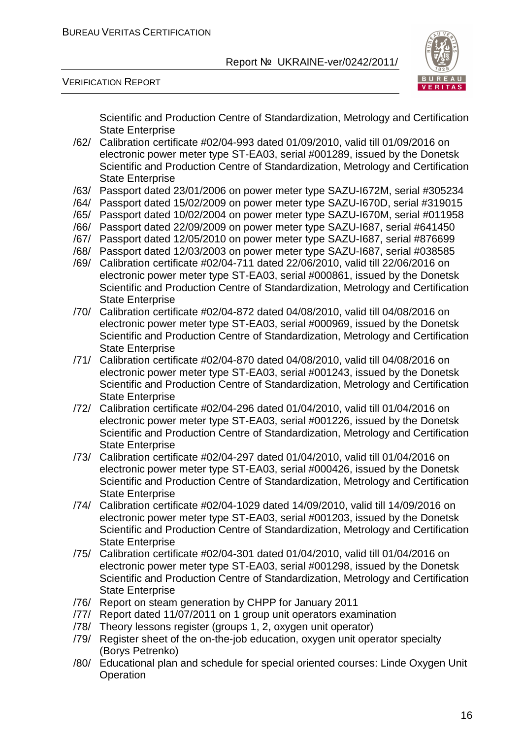Scientific and Production Centre of Standardization, Metrology and Certification State Enterprise

/62/ Calibration certificate #02/04-993 dated 01/09/2010, valid till 01/09/2016 on electronic power meter type ST-EA03, serial #001289, issued by the Donetsk Scientific and Production Centre of Standardization, Metrology and Certification State Enterprise

/63/ Passport dated 23/01/2006 on power meter type SAZU-I672M, serial #305234

/64/ Passport dated 15/02/2009 on power meter type SAZU-I670D, serial #319015

/65/ Passport dated 10/02/2004 on power meter type SAZU-I670M, serial #011958

/66/ Passport dated 22/09/2009 on power meter type SAZU-I687, serial #641450

/67/ Passport dated 12/05/2010 on power meter type SAZU-I687, serial #876699

/68/ Passport dated 12/03/2003 on power meter type SAZU-I687, serial #038585

/69/ Calibration certificate #02/04-711 dated 22/06/2010, valid till 22/06/2016 on electronic power meter type ST-EA03, serial #000861, issued by the Donetsk Scientific and Production Centre of Standardization, Metrology and Certification State Enterprise

/70/ Calibration certificate #02/04-872 dated 04/08/2010, valid till 04/08/2016 on electronic power meter type ST-EA03, serial #000969, issued by the Donetsk Scientific and Production Centre of Standardization, Metrology and Certification State Enterprise

/71/ Calibration certificate #02/04-870 dated 04/08/2010, valid till 04/08/2016 on electronic power meter type ST-EA03, serial #001243, issued by the Donetsk Scientific and Production Centre of Standardization, Metrology and Certification State Enterprise

/72/ Calibration certificate #02/04-296 dated 01/04/2010, valid till 01/04/2016 on electronic power meter type ST-EA03, serial #001226, issued by the Donetsk Scientific and Production Centre of Standardization, Metrology and Certification State Enterprise

/73/ Calibration certificate #02/04-297 dated 01/04/2010, valid till 01/04/2016 on electronic power meter type ST-EA03, serial #000426, issued by the Donetsk Scientific and Production Centre of Standardization, Metrology and Certification State Enterprise

/74/ Calibration certificate #02/04-1029 dated 14/09/2010, valid till 14/09/2016 on electronic power meter type ST-EA03, serial #001203, issued by the Donetsk Scientific and Production Centre of Standardization, Metrology and Certification State Enterprise

/75/ Calibration certificate #02/04-301 dated 01/04/2010, valid till 01/04/2016 on electronic power meter type ST-EA03, serial #001298, issued by the Donetsk Scientific and Production Centre of Standardization, Metrology and Certification State Enterprise

/76/ Report on steam generation by CHPP for January 2011

/77/ Report dated 11/07/2011 on 1 group unit operators examination

/78/ Theory lessons register (groups 1, 2, oxygen unit operator)

/79/ Register sheet of the on-the-job education, oxygen unit operator specialty (Borys Petrenko)

/80/ Educational plan and schedule for special oriented courses: Linde Oxygen Unit Operation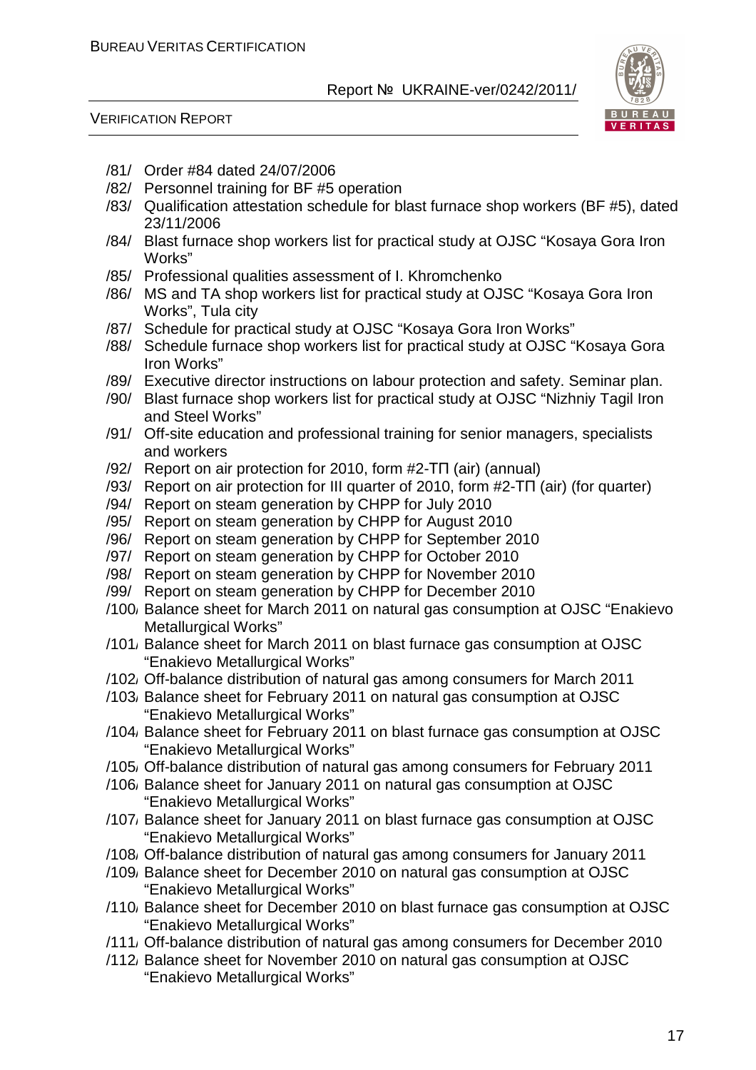/81/ Order #84 dated 24/07/2006
/82/ Personnel training for BF #5 operation
/83/ Qualification attestation schedule for blast furnace shop workers (BF #5), dated 23/11/2006
/84/ Blast furnace shop workers list for practical study at OJSC “Kosaya Gora Iron Works”
/85/ Professional qualities assessment of I. Khromchenko
/86/ MS and TA shop workers list for practical study at OJSC “Kosaya Gora Iron Works”, Tula city
/87/ Schedule for practical study at OJSC “Kosaya Gora Iron Works”
/88/ Schedule furnace shop workers list for practical study at OJSC “Kosaya Gora Iron Works”
/89/ Executive director instructions on labour protection and safety. Seminar plan.
/90/ Blast furnace shop workers list for practical study at OJSC “Nizhniy Tagil Iron and Steel Works”
/91/ Off-site education and professional training for senior managers, specialists and workers
/92/ Report on air protection for 2010, form #2-ТП (air) (annual)
/93/ Report on air protection for III quarter of 2010, form #2-ТП (air) (for quarter)
/94/ Report on steam generation by CHPP for July 2010
/95/ Report on steam generation by CHPP for August 2010
/96/ Report on steam generation by CHPP for September 2010
/97/ Report on steam generation by CHPP for October 2010
/98/ Report on steam generation by CHPP for November 2010
/99/ Report on steam generation by CHPP for December 2010
/100/ Balance sheet for March 2011 on natural gas consumption at OJSC “Enakievo Metallurgical Works”
/101/ Balance sheet for March 2011 on blast furnace gas consumption at OJSC “Enakievo Metallurgical Works”
/102/ Off-balance distribution of natural gas among consumers for March 2011
/103/ Balance sheet for February 2011 on natural gas consumption at OJSC “Enakievo Metallurgical Works”
/104/ Balance sheet for February 2011 on blast furnace gas consumption at OJSC “Enakievo Metallurgical Works”
/105/ Off-balance distribution of natural gas among consumers for February 2011
/106/ Balance sheet for January 2011 on natural gas consumption at OJSC “Enakievo Metallurgical Works”
/107/ Balance sheet for January 2011 on blast furnace gas consumption at OJSC “Enakievo Metallurgical Works”
/108/ Off-balance distribution of natural gas among consumers for January 2011
/109/ Balance sheet for December 2010 on natural gas consumption at OJSC “Enakievo Metallurgical Works”
/110/ Balance sheet for December 2010 on blast furnace gas consumption at OJSC “Enakievo Metallurgical Works”
/111/ Off-balance distribution of natural gas among consumers for December 2010
/112/ Balance sheet for November 2010 on natural gas consumption at OJSC “Enakievo Metallurgical Works”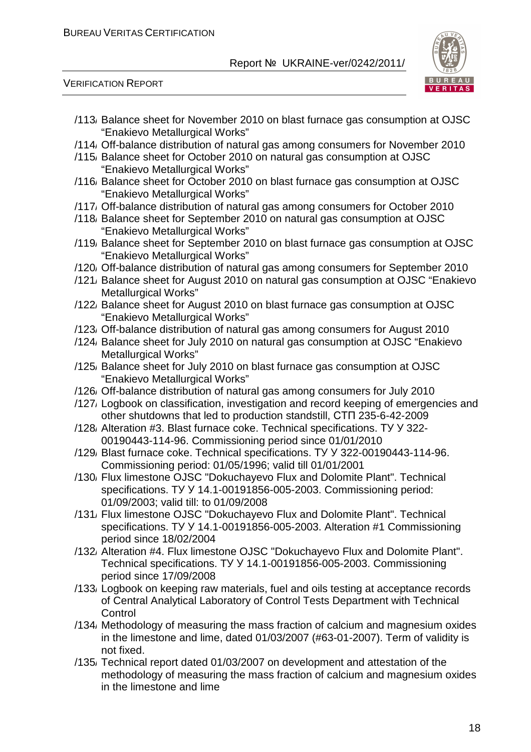/113/ Balance sheet for November 2010 on blast furnace gas consumption at OJSC "Enakievo Metallurgical Works"

/114/ Off-balance distribution of natural gas among consumers for November 2010

/115/ Balance sheet for October 2010 on natural gas consumption at OJSC "Enakievo Metallurgical Works"

/116/ Balance sheet for October 2010 on blast furnace gas consumption at OJSC "Enakievo Metallurgical Works"

/117/ Off-balance distribution of natural gas among consumers for October 2010

/118/ Balance sheet for September 2010 on natural gas consumption at OJSC "Enakievo Metallurgical Works"

/119/ Balance sheet for September 2010 on blast furnace gas consumption at OJSC "Enakievo Metallurgical Works"

/120/ Off-balance distribution of natural gas among consumers for September 2010

/121/ Balance sheet for August 2010 on natural gas consumption at OJSC "Enakievo Metallurgical Works"

/122/ Balance sheet for August 2010 on blast furnace gas consumption at OJSC "Enakievo Metallurgical Works"

/123/ Off-balance distribution of natural gas among consumers for August 2010

/124/ Balance sheet for July 2010 on natural gas consumption at OJSC "Enakievo Metallurgical Works"

/125/ Balance sheet for July 2010 on blast furnace gas consumption at OJSC "Enakievo Metallurgical Works"

/126/ Off-balance distribution of natural gas among consumers for July 2010

/127/ Logbook on classification, investigation and record keeping of emergencies and other shutdowns that led to production standstill, СТП 235-6-42-2009

/128/ Alteration #3. Blast furnace coke. Technical specifications. ТУ У 322-00190443-114-96. Commissioning period since 01/01/2010

/129/ Blast furnace coke. Technical specifications. ТУ У 322-00190443-114-96. Commissioning period: 01/05/1996; valid till 01/01/2001

/130/ Flux limestone OJSC "Dokuchayevo Flux and Dolomite Plant". Technical specifications. ТУ У 14.1-00191856-005-2003. Commissioning period: 01/09/2003; valid till: to 01/09/2008

/131/ Flux limestone OJSC "Dokuchayevo Flux and Dolomite Plant". Technical specifications. ТУ У 14.1-00191856-005-2003. Alteration #1 Commissioning period since 18/02/2004

/132/ Alteration #4. Flux limestone OJSC "Dokuchayevo Flux and Dolomite Plant". Technical specifications. ТУ У 14.1-00191856-005-2003. Commissioning period since 17/09/2008

/133/ Logbook on keeping raw materials, fuel and oils testing at acceptance records of Central Analytical Laboratory of Control Tests Department with Technical Control

/134/ Methodology of measuring the mass fraction of calcium and magnesium oxides in the limestone and lime, dated 01/03/2007 (#63-01-2007). Term of validity is not fixed.

/135/ Technical report dated 01/03/2007 on development and attestation of the methodology of measuring the mass fraction of calcium and magnesium oxides in the limestone and lime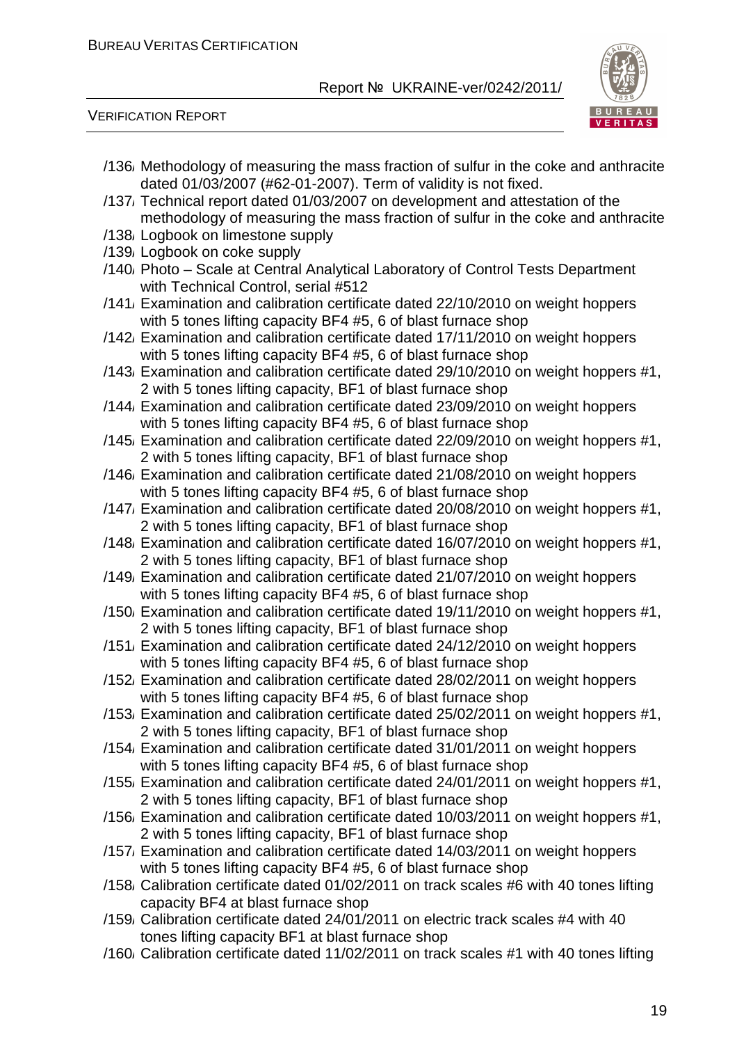/136/ Methodology of measuring the mass fraction of sulfur in the coke and anthracite dated 01/03/2007 (#62-01-2007). Term of validity is not fixed.

/137/ Technical report dated 01/03/2007 on development and attestation of the methodology of measuring the mass fraction of sulfur in the coke and anthracite

/138/ Logbook on limestone supply

/139/ Logbook on coke supply

/140/ Photo – Scale at Central Analytical Laboratory of Control Tests Department with Technical Control, serial #512

/141/ Examination and calibration certificate dated 22/10/2010 on weight hoppers with 5 tones lifting capacity BF4 #5, 6 of blast furnace shop

/142/ Examination and calibration certificate dated 17/11/2010 on weight hoppers with 5 tones lifting capacity BF4 #5, 6 of blast furnace shop

/143/ Examination and calibration certificate dated 29/10/2010 on weight hoppers #1, 2 with 5 tones lifting capacity, BF1 of blast furnace shop

/144/ Examination and calibration certificate dated 23/09/2010 on weight hoppers with 5 tones lifting capacity BF4 #5, 6 of blast furnace shop

/145/ Examination and calibration certificate dated 22/09/2010 on weight hoppers #1, 2 with 5 tones lifting capacity, BF1 of blast furnace shop

/146/ Examination and calibration certificate dated 21/08/2010 on weight hoppers with 5 tones lifting capacity BF4 #5, 6 of blast furnace shop

/147/ Examination and calibration certificate dated 20/08/2010 on weight hoppers #1, 2 with 5 tones lifting capacity, BF1 of blast furnace shop

/148/ Examination and calibration certificate dated 16/07/2010 on weight hoppers #1, 2 with 5 tones lifting capacity, BF1 of blast furnace shop

/149/ Examination and calibration certificate dated 21/07/2010 on weight hoppers with 5 tones lifting capacity BF4 #5, 6 of blast furnace shop

/150/ Examination and calibration certificate dated 19/11/2010 on weight hoppers #1, 2 with 5 tones lifting capacity, BF1 of blast furnace shop

/151/ Examination and calibration certificate dated 24/12/2010 on weight hoppers with 5 tones lifting capacity BF4 #5, 6 of blast furnace shop

/152/ Examination and calibration certificate dated 28/02/2011 on weight hoppers with 5 tones lifting capacity BF4 #5, 6 of blast furnace shop

/153/ Examination and calibration certificate dated 25/02/2011 on weight hoppers #1, 2 with 5 tones lifting capacity, BF1 of blast furnace shop

/154/ Examination and calibration certificate dated 31/01/2011 on weight hoppers with 5 tones lifting capacity BF4 #5, 6 of blast furnace shop

/155/ Examination and calibration certificate dated 24/01/2011 on weight hoppers #1, 2 with 5 tones lifting capacity, BF1 of blast furnace shop

/156/ Examination and calibration certificate dated 10/03/2011 on weight hoppers #1, 2 with 5 tones lifting capacity, BF1 of blast furnace shop

/157/ Examination and calibration certificate dated 14/03/2011 on weight hoppers with 5 tones lifting capacity BF4 #5, 6 of blast furnace shop

/158/ Calibration certificate dated 01/02/2011 on track scales #6 with 40 tones lifting capacity BF4 at blast furnace shop

/159/ Calibration certificate dated 24/01/2011 on electric track scales #4 with 40 tones lifting capacity BF1 at blast furnace shop

/160/ Calibration certificate dated 11/02/2011 on track scales #1 with 40 tones lifting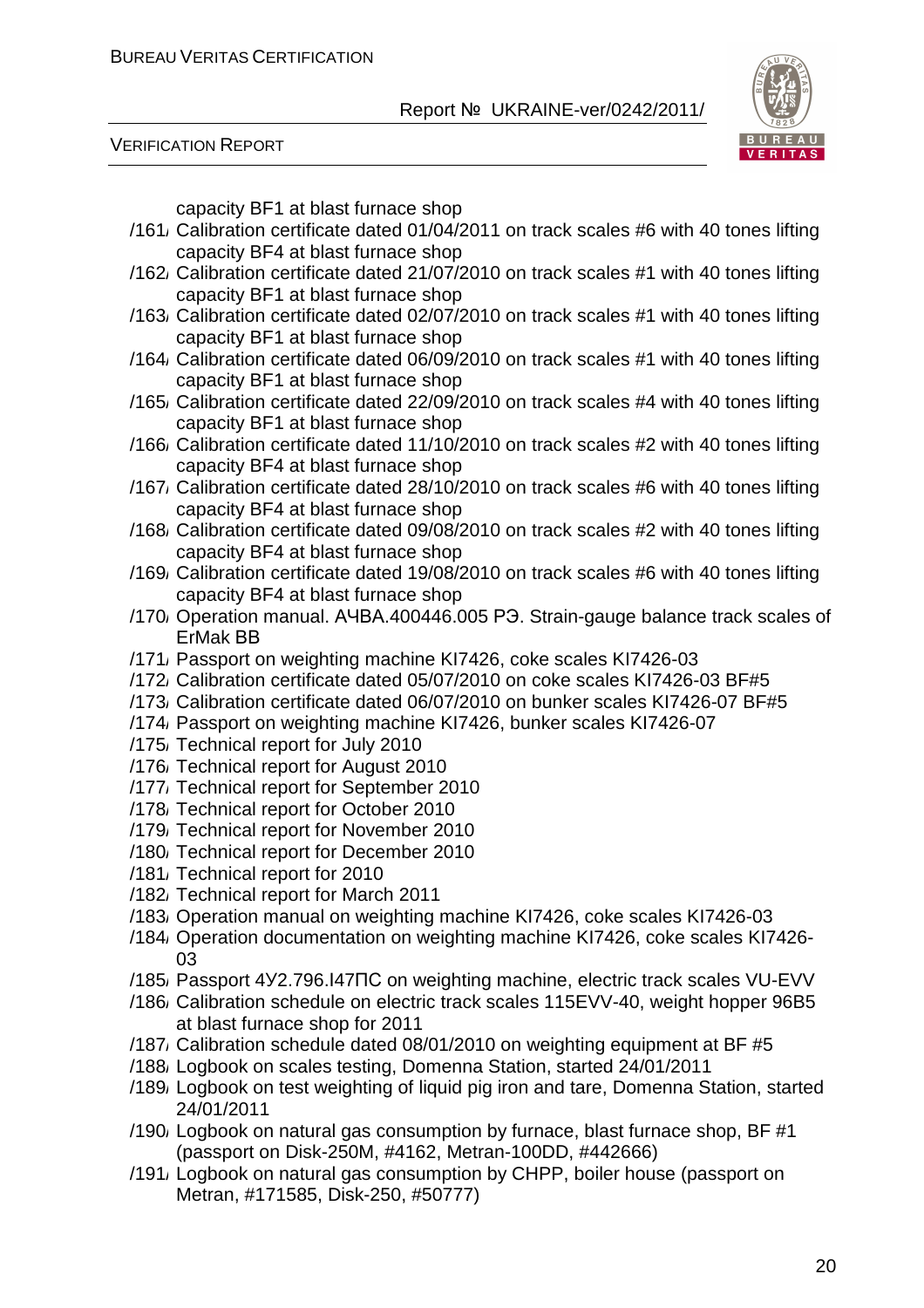capacity BF1 at blast furnace shop

/161/ Calibration certificate dated 01/04/2011 on track scales #6 with 40 tones lifting capacity BF4 at blast furnace shop

/162/ Calibration certificate dated 21/07/2010 on track scales #1 with 40 tones lifting capacity BF1 at blast furnace shop

/163/ Calibration certificate dated 02/07/2010 on track scales #1 with 40 tones lifting capacity BF1 at blast furnace shop

/164/ Calibration certificate dated 06/09/2010 on track scales #1 with 40 tones lifting capacity BF1 at blast furnace shop

/165/ Calibration certificate dated 22/09/2010 on track scales #4 with 40 tones lifting capacity BF1 at blast furnace shop

/166/ Calibration certificate dated 11/10/2010 on track scales #2 with 40 tones lifting capacity BF4 at blast furnace shop

/167/ Calibration certificate dated 28/10/2010 on track scales #6 with 40 tones lifting capacity BF4 at blast furnace shop

/168/ Calibration certificate dated 09/08/2010 on track scales #2 with 40 tones lifting capacity BF4 at blast furnace shop

/169/ Calibration certificate dated 19/08/2010 on track scales #6 with 40 tones lifting capacity BF4 at blast furnace shop

/170/ Operation manual. АЧВА.400446.005 РЭ. Strain-gauge balance track scales of ErMak BB

/171/ Passport on weighting machine KI7426, coke scales KI7426-03

/172/ Calibration certificate dated 05/07/2010 on coke scales KI7426-03 BF#5

/173/ Calibration certificate dated 06/07/2010 on bunker scales KI7426-07 BF#5

/174/ Passport on weighting machine KI7426, bunker scales KI7426-07

/175/ Technical report for July 2010

/176/ Technical report for August 2010

/177/ Technical report for September 2010

/178/ Technical report for October 2010

/179/ Technical report for November 2010

/180/ Technical report for December 2010

/181/ Technical report for 2010

/182/ Technical report for March 2011

/183/ Operation manual on weighting machine KI7426, coke scales KI7426-03

/184/ Operation documentation on weighting machine KI7426, coke scales KI7426-03

/185/ Passport 4У2.796.I47ПС on weighting machine, electric track scales VU-EVV

/186/ Calibration schedule on electric track scales 115EVV-40, weight hopper 96B5 at blast furnace shop for 2011

/187/ Calibration schedule dated 08/01/2010 on weighting equipment at BF #5

/188/ Logbook on scales testing, Domenna Station, started 24/01/2011

/189/ Logbook on test weighting of liquid pig iron and tare, Domenna Station, started 24/01/2011

/190/ Logbook on natural gas consumption by furnace, blast furnace shop, BF #1 (passport on Disk-250M, #4162, Metran-100DD, #442666)

/191/ Logbook on natural gas consumption by CHPP, boiler house (passport on Metran, #171585, Disk-250, #50777)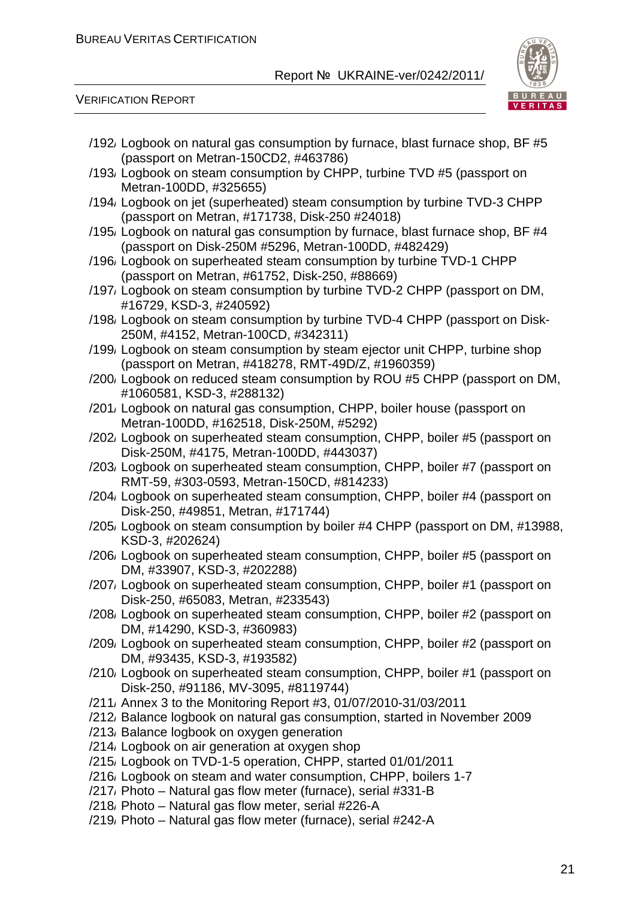/192/ Logbook on natural gas consumption by furnace, blast furnace shop, BF #5 (passport on Metran-150CD2, #463786)
/193/ Logbook on steam consumption by CHPP, turbine TVD #5 (passport on Metran-100DD, #325655)
/194/ Logbook on jet (superheated) steam consumption by turbine TVD-3 CHPP (passport on Metran, #171738, Disk-250 #24018)
/195/ Logbook on natural gas consumption by furnace, blast furnace shop, BF #4 (passport on Disk-250M #5296, Metran-100DD, #482429)
/196/ Logbook on superheated steam consumption by turbine TVD-1 CHPP (passport on Metran, #61752, Disk-250, #88669)
/197/ Logbook on steam consumption by turbine TVD-2 CHPP (passport on DM, #16729, KSD-3, #240592)
/198/ Logbook on steam consumption by turbine TVD-4 CHPP (passport on Disk-250M, #4152, Metran-100CD, #342311)
/199/ Logbook on steam consumption by steam ejector unit CHPP, turbine shop (passport on Metran, #418278, RMT-49D/Z, #1960359)
/200/ Logbook on reduced steam consumption by ROU #5 CHPP (passport on DM, #1060581, KSD-3, #288132)
/201/ Logbook on natural gas consumption, CHPP, boiler house (passport on Metran-100DD, #162518, Disk-250M, #5292)
/202/ Logbook on superheated steam consumption, CHPP, boiler #5 (passport on Disk-250M, #4175, Metran-100DD, #443037)
/203/ Logbook on superheated steam consumption, CHPP, boiler #7 (passport on RMT-59, #303-0593, Metran-150CD, #814233)
/204/ Logbook on superheated steam consumption, CHPP, boiler #4 (passport on Disk-250, #49851, Metran, #171744)
/205/ Logbook on steam consumption by boiler #4 CHPP (passport on DM, #13988, KSD-3, #202624)
/206/ Logbook on superheated steam consumption, CHPP, boiler #5 (passport on DM, #33907, KSD-3, #202288)
/207/ Logbook on superheated steam consumption, CHPP, boiler #1 (passport on Disk-250, #65083, Metran, #233543)
/208/ Logbook on superheated steam consumption, CHPP, boiler #2 (passport on DM, #14290, KSD-3, #360983)
/209/ Logbook on superheated steam consumption, CHPP, boiler #2 (passport on DM, #93435, KSD-3, #193582)
/210/ Logbook on superheated steam consumption, CHPP, boiler #1 (passport on Disk-250, #91186, MV-3095, #8119744)
/211/ Annex 3 to the Monitoring Report #3, 01/07/2010-31/03/2011
/212/ Balance logbook on natural gas consumption, started in November 2009
/213/ Balance logbook on oxygen generation
/214/ Logbook on air generation at oxygen shop
/215/ Logbook on TVD-1-5 operation, CHPP, started 01/01/2011
/216/ Logbook on steam and water consumption, CHPP, boilers 1-7
/217/ Photo – Natural gas flow meter (furnace), serial #331-B
/218/ Photo – Natural gas flow meter, serial #226-A
/219/ Photo – Natural gas flow meter (furnace), serial #242-A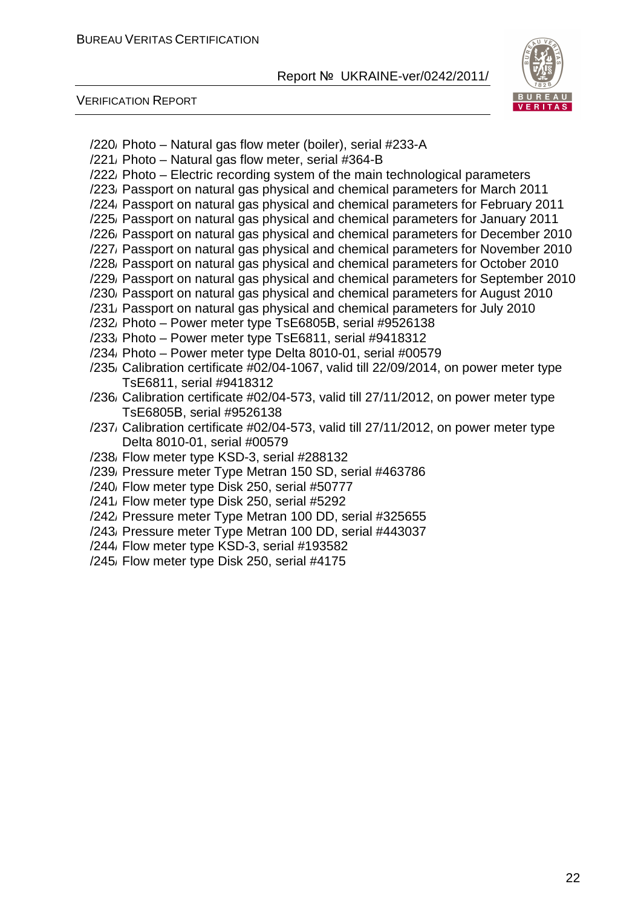/220/ Photo – Natural gas flow meter (boiler), serial #233-A
/221/ Photo – Natural gas flow meter, serial #364-B
/222/ Photo – Electric recording system of the main technological parameters
/223/ Passport on natural gas physical and chemical parameters for March 2011
/224/ Passport on natural gas physical and chemical parameters for February 2011
/225/ Passport on natural gas physical and chemical parameters for January 2011
/226/ Passport on natural gas physical and chemical parameters for December 2010
/227/ Passport on natural gas physical and chemical parameters for November 2010
/228/ Passport on natural gas physical and chemical parameters for October 2010
/229/ Passport on natural gas physical and chemical parameters for September 2010
/230/ Passport on natural gas physical and chemical parameters for August 2010
/231/ Passport on natural gas physical and chemical parameters for July 2010
/232/ Photo – Power meter type TsE6805B, serial #9526138
/233/ Photo – Power meter type TsE6811, serial #9418312
/234/ Photo – Power meter type Delta 8010-01, serial #00579
/235/ Calibration certificate #02/04-1067, valid till 22/09/2014, on power meter type TsE6811, serial #9418312
/236/ Calibration certificate #02/04-573, valid till 27/11/2012, on power meter type TsE6805B, serial #9526138
/237/ Calibration certificate #02/04-573, valid till 27/11/2012, on power meter type Delta 8010-01, serial #00579
/238/ Flow meter type KSD-3, serial #288132
/239/ Pressure meter Type Metran 150 SD, serial #463786
/240/ Flow meter type Disk 250, serial #50777
/241/ Flow meter type Disk 250, serial #5292
/242/ Pressure meter Type Metran 100 DD, serial #325655
/243/ Pressure meter Type Metran 100 DD, serial #443037
/244/ Flow meter type KSD-3, serial #193582
/245/ Flow meter type Disk 250, serial #4175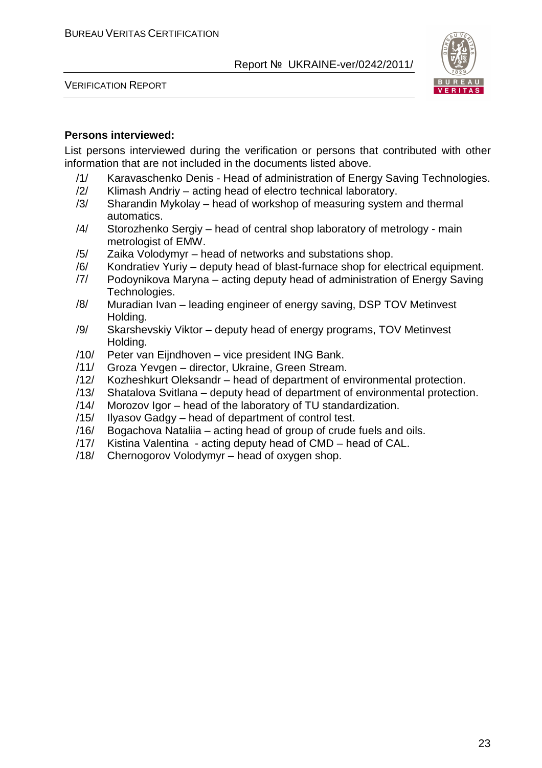**Persons interviewed:**

List persons interviewed during the verification or persons that contributed with other information that are not included in the documents listed above.

/1/ Karavaschenko Denis - Head of administration of Energy Saving Technologies.
/2/ Klimash Andriy – acting head of electro technical laboratory.
/3/ Sharandin Mykolay – head of workshop of measuring system and thermal automatics.
/4/ Storozhenko Sergiy – head of central shop laboratory of metrology - main metrologist of EMW.
/5/ Zaika Volodymyr – head of networks and substations shop.
/6/ Kondratiev Yuriy – deputy head of blast-furnace shop for electrical equipment.
/7/ Podoynikova Maryna – acting deputy head of administration of Energy Saving Technologies.
/8/ Muradian Ivan – leading engineer of energy saving, DSP TOV Metinvest Holding.
/9/ Skarshevskiy Viktor – deputy head of energy programs, TOV Metinvest Holding.
/10/ Peter van Eijndhoven – vice president ING Bank.
/11/ Groza Yevgen – director, Ukraine, Green Stream.
/12/ Kozheshkurt Oleksandr – head of department of environmental protection.
/13/ Shatalova Svitlana – deputy head of department of environmental protection.
/14/ Morozov Igor – head of the laboratory of TU standardization.
/15/ Ilyasov Gadgy – head of department of control test.
/16/ Bogachova Nataliia – acting head of group of crude fuels and oils.
/17/ Kistina Valentina - acting deputy head of CMD – head of CAL.
/18/ Chernogorov Volodymyr – head of oxygen shop.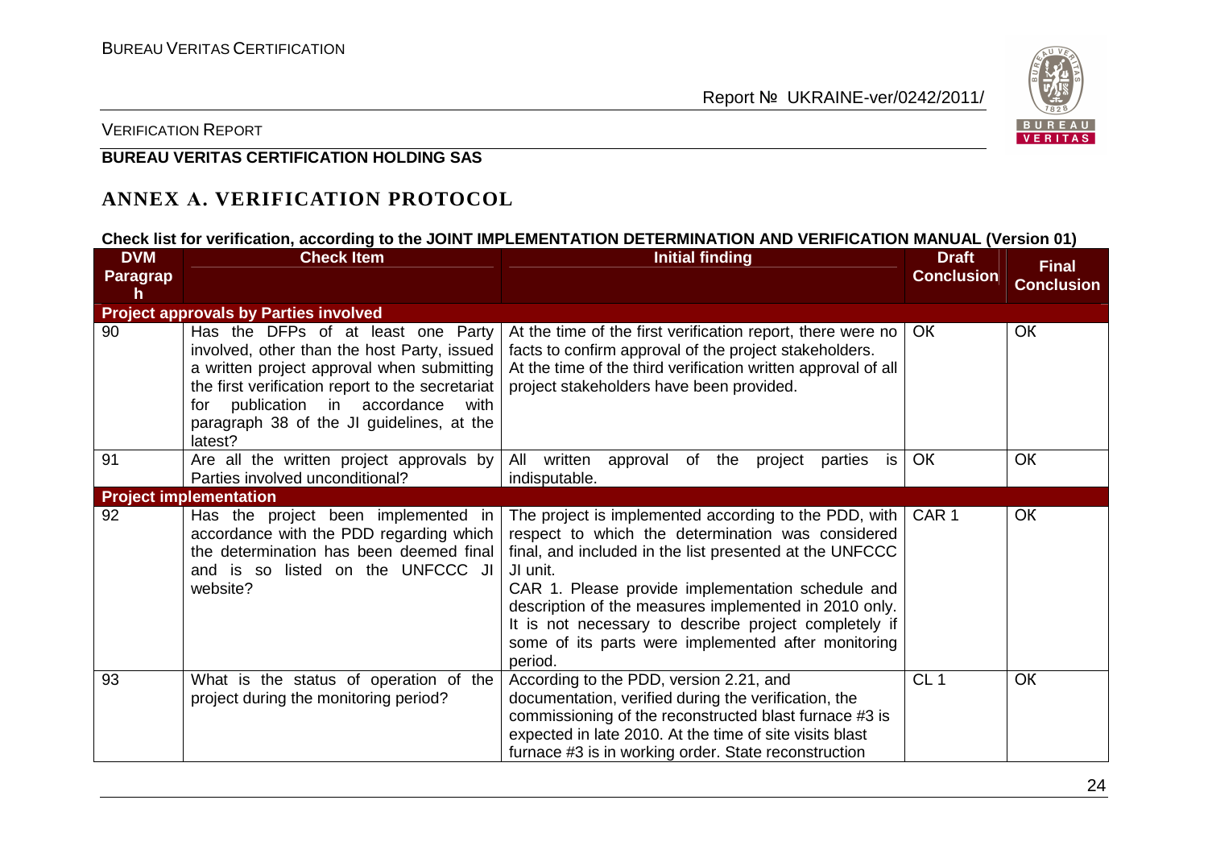# ANNEX A. VERIFICATION PROTOCOL

**Check list for verification, according to the JOINT IMPLEMENTATION DETERMINATION AND VERIFICATION MANUAL (Version 01)**

| DVM Paragraph | Check Item | Initial finding | Draft Conclusion | Final Conclusion |
|---|---|---|---|---|
| **Project approvals by Parties involved** | | | | |
| 90 | Has the DFPs of at least one Party involved, other than the host Party, issued a written project approval when submitting the first verification report to the secretariat for publication in accordance with paragraph 38 of the JI guidelines, at the latest? | At the time of the first verification report, there were no facts to confirm approval of the project stakeholders. At the time of the third verification written approval of all project stakeholders have been provided. | OK | OK |
| 91 | Are all the written project approvals by Parties involved unconditional? | All written approval of the project parties is indisputable. | OK | OK |
| **Project implementation** | | | | |
| 92 | Has the project been implemented in accordance with the PDD regarding which the determination has been deemed final and is so listed on the UNFCCC JI website? | The project is implemented according to the PDD, with respect to which the determination was considered final, and included in the list presented at the UNFCCC JI unit.<br>CAR 1. Please provide implementation schedule and description of the measures implemented in 2010 only. It is not necessary to describe project completely if some of its parts were implemented after monitoring period. | CAR 1 | OK |
| 93 | What is the status of operation of the project during the monitoring period? | According to the PDD, version 2.21, and documentation, verified during the verification, the commissioning of the reconstructed blast furnace #3 is expected in late 2010. At the time of site visits blast furnace #3 is in working order. State reconstruction | CL 1 | OK |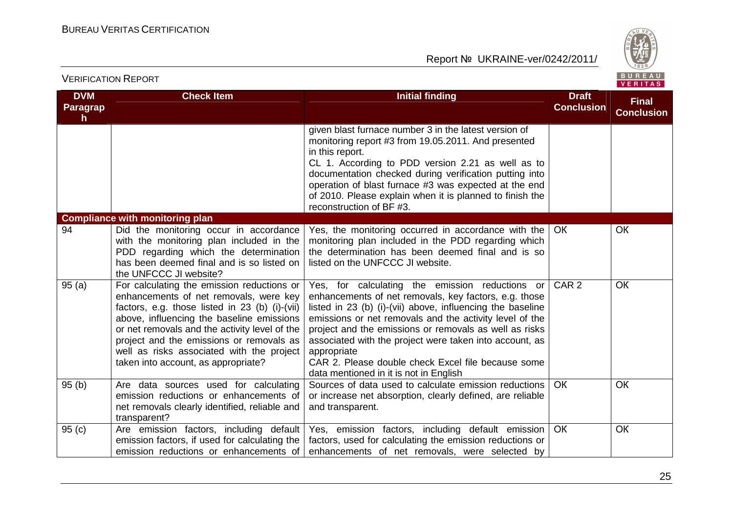| DVM Paragraph | Check Item | Initial finding | Draft Conclusion | Final Conclusion |
|---|---|---|---|---|
| | | given blast furnace number 3 in the latest version of monitoring report #3 from 19.05.2011. And presented in this report.<br>CL 1. According to PDD version 2.21 as well as to documentation checked during verification putting into operation of blast furnace #3 was expected at the end of 2010. Please explain when it is planned to finish the reconstruction of BF #3. | | |
| **Compliance with monitoring plan** | | | | |
| 94 | Did the monitoring occur in accordance with the monitoring plan included in the PDD regarding which the determination has been deemed final and is so listed on the UNFCCC JI website? | Yes, the monitoring occurred in accordance with the monitoring plan included in the PDD regarding which the determination has been deemed final and is so listed on the UNFCCC JI website. | OK | OK |
| 95 (a) | For calculating the emission reductions or enhancements of net removals, were key factors, e.g. those listed in 23 (b) (i)-(vii) above, influencing the baseline emissions or net removals and the activity level of the project and the emissions or removals as well as risks associated with the project taken into account, as appropriate? | Yes, for calculating the emission reductions or enhancements of net removals, key factors, e.g. those listed in 23 (b) (i)-(vii) above, influencing the baseline emissions or net removals and the activity level of the project and the emissions or removals as well as risks associated with the project were taken into account, as appropriate<br>CAR 2. Please double check Excel file because some data mentioned in it is not in English | CAR 2 | OK |
| 95 (b) | Are data sources used for calculating emission reductions or enhancements of net removals clearly identified, reliable and transparent? | Sources of data used to calculate emission reductions or increase net absorption, clearly defined, are reliable and transparent. | OK | OK |
| 95 (c) | Are emission factors, including default emission factors, if used for calculating the emission reductions or enhancements of | Yes, emission factors, including default emission factors, used for calculating the emission reductions or enhancements of net removals, were selected by | OK | OK |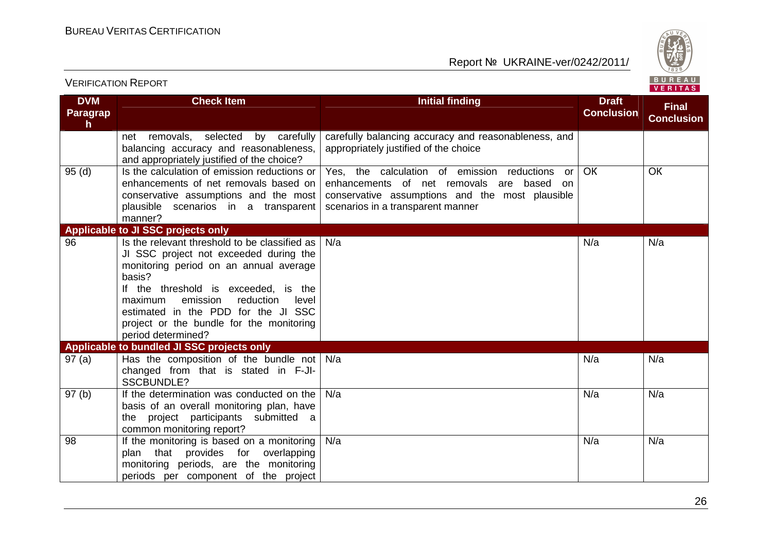| DVM Paragraph | Check Item | Initial finding | Draft Conclusion | Final Conclusion |
|---|---|---|---|---|
| | net removals, selected by carefully balancing accuracy and reasonableness, and appropriately justified of the choice? | carefully balancing accuracy and reasonableness, and appropriately justified of the choice | | |
| 95 (d) | Is the calculation of emission reductions or enhancements of net removals based on conservative assumptions and the most plausible scenarios in a transparent manner? | Yes, the calculation of emission reductions or enhancements of net removals are based on conservative assumptions and the most plausible scenarios in a transparent manner | OK | OK |
| **Applicable to JI SSC projects only** | | | | |
| 96 | Is the relevant threshold to be classified as JI SSC project not exceeded during the monitoring period on an annual average basis?<br>If the threshold is exceeded, is the maximum emission reduction level estimated in the PDD for the JI SSC project or the bundle for the monitoring period determined? | N/a | N/a | N/a |
| **Applicable to bundled JI SSC projects only** | | | | |
| 97 (a) | Has the composition of the bundle not changed from that is stated in F-JI-SSCBUNDLE? | N/a | N/a | N/a |
| 97 (b) | If the determination was conducted on the basis of an overall monitoring plan, have the project participants submitted a common monitoring report? | N/a | N/a | N/a |
| 98 | If the monitoring is based on a monitoring plan that provides for overlapping monitoring periods, are the monitoring periods per component of the project | N/a | N/a | N/a |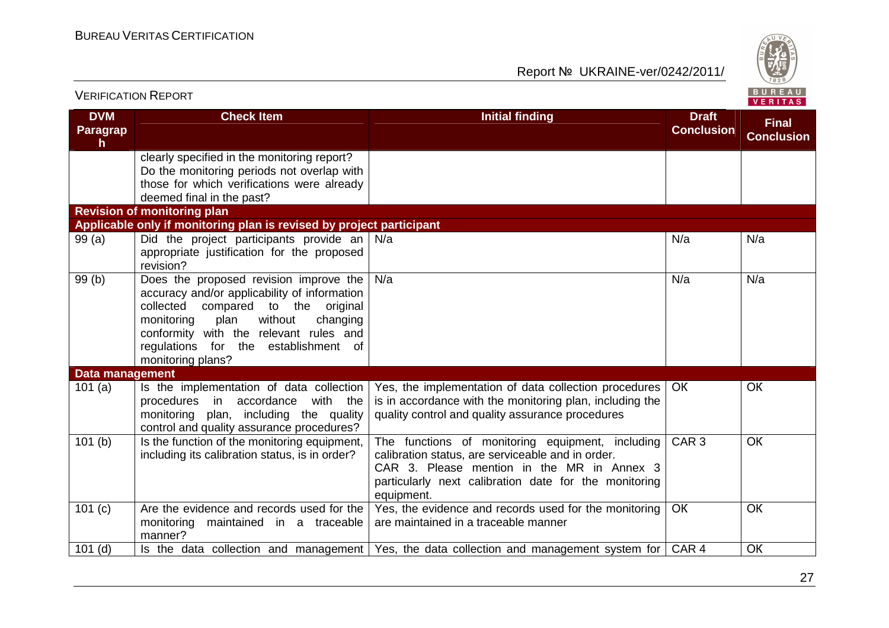| DVM Paragraph | Check Item | Initial finding | Draft Conclusion | Final Conclusion |
|---|---|---|---|---|
| | clearly specified in the monitoring report? Do the monitoring periods not overlap with those for which verifications were already deemed final in the past? | | | |
| **Revision of monitoring plan** | | | | |
| **Applicable only if monitoring plan is revised by project participant** | | | | |
| 99 (a) | Did the project participants provide an appropriate justification for the proposed revision? | N/a | N/a | N/a |
| 99 (b) | Does the proposed revision improve the accuracy and/or applicability of information collected compared to the original monitoring plan without changing conformity with the relevant rules and regulations for the establishment of monitoring plans? | N/a | N/a | N/a |
| **Data management** | | | | |
| 101 (a) | Is the implementation of data collection procedures in accordance with the monitoring plan, including the quality control and quality assurance procedures? | Yes, the implementation of data collection procedures is in accordance with the monitoring plan, including the quality control and quality assurance procedures | OK | OK |
| 101 (b) | Is the function of the monitoring equipment, including its calibration status, is in order? | The functions of monitoring equipment, including calibration status, are serviceable and in order. CAR 3. Please mention in the MR in Annex 3 particularly next calibration date for the monitoring equipment. | CAR 3 | OK |
| 101 (c) | Are the evidence and records used for the monitoring maintained in a traceable manner? | Yes, the evidence and records used for the monitoring are maintained in a traceable manner | OK | OK |
| 101 (d) | Is the data collection and management | Yes, the data collection and management system for | CAR 4 | OK |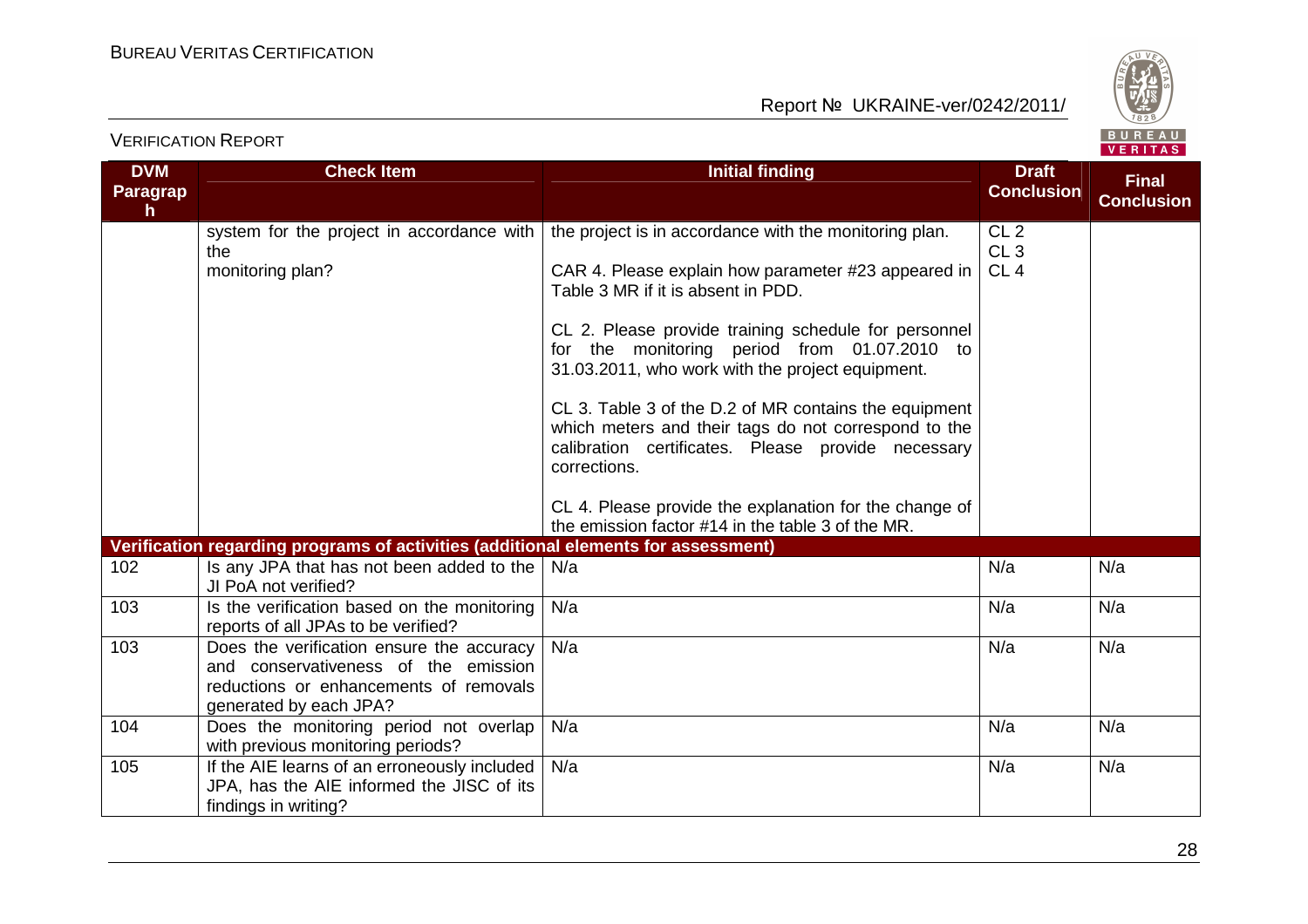| DVM Paragraph | Check Item | Initial finding | Draft Conclusion | Final Conclusion |
|---|---|---|---|---|
| | system for the project in accordance with the monitoring plan? | the project is in accordance with the monitoring plan.<br><br>CAR 4. Please explain how parameter #23 appeared in Table 3 MR if it is absent in PDD.<br><br>CL 2. Please provide training schedule for personnel for the monitoring period from 01.07.2010 to 31.03.2011, who work with the project equipment.<br><br>CL 3. Table 3 of the D.2 of MR contains the equipment which meters and their tags do not correspond to the calibration certificates. Please provide necessary corrections.<br><br>CL 4. Please provide the explanation for the change of the emission factor #14 in the table 3 of the MR. | CL 2<br>CL 3<br>CL 4 | |
| **Verification regarding programs of activities (additional elements for assessment)** | | | | |
| 102 | Is any JPA that has not been added to the JI PoA not verified? | N/a | N/a | N/a |
| 103 | Is the verification based on the monitoring reports of all JPAs to be verified? | N/a | N/a | N/a |
| 103 | Does the verification ensure the accuracy and conservativeness of the emission reductions or enhancements of removals generated by each JPA? | N/a | N/a | N/a |
| 104 | Does the monitoring period not overlap with previous monitoring periods? | N/a | N/a | N/a |
| 105 | If the AIE learns of an erroneously included JPA, has the AIE informed the JISC of its findings in writing? | N/a | N/a | N/a |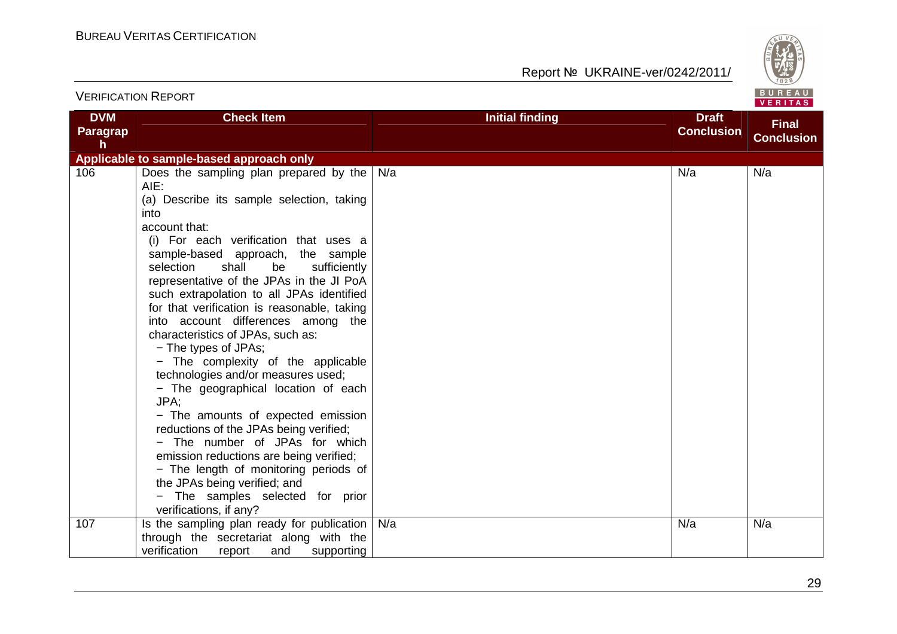| DVM Paragraph | Check Item | Initial finding | Draft Conclusion | Final Conclusion |
|---|---|---|---|---|
| **Applicable to sample-based approach only** | | | | |
| 106 | Does the sampling plan prepared by the AIE:<br>(a) Describe its sample selection, taking into account that:<br>(i) For each verification that uses a sample-based approach, the sample selection shall be sufficiently representative of the JPAs in the JI PoA such extrapolation to all JPAs identified for that verification is reasonable, taking into account differences among the characteristics of JPAs, such as:<br>− The types of JPAs;<br>− The complexity of the applicable technologies and/or measures used;<br>− The geographical location of each JPA;<br>− The amounts of expected emission reductions of the JPAs being verified;<br>− The number of JPAs for which emission reductions are being verified;<br>− The length of monitoring periods of the JPAs being verified; and<br>− The samples selected for prior verifications, if any? | N/a | N/a | N/a |
| 107 | Is the sampling plan ready for publication through the secretariat along with the verification report and supporting | N/a | N/a | N/a |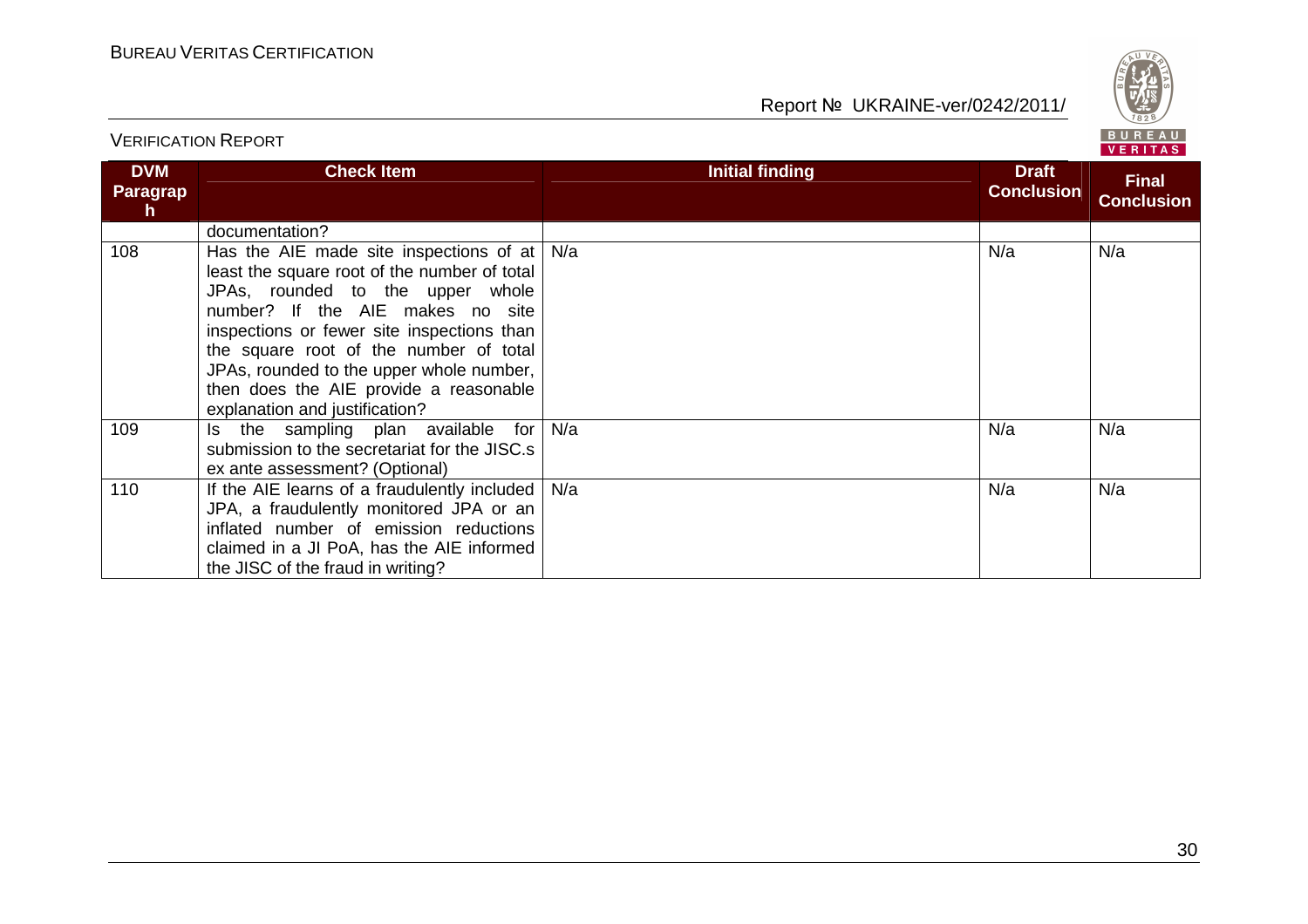| DVM Paragraph | Check Item | Initial finding | Draft Conclusion | Final Conclusion |
|---|---|---|---|---|
| | documentation? | | | |
| 108 | Has the AIE made site inspections of at least the square root of the number of total JPAs, rounded to the upper whole number? If the AIE makes no site inspections or fewer site inspections than the square root of the number of total JPAs, rounded to the upper whole number, then does the AIE provide a reasonable explanation and justification? | N/a | N/a | N/a |
| 109 | Is the sampling plan available for submission to the secretariat for the JISC.s ex ante assessment? (Optional) | N/a | N/a | N/a |
| 110 | If the AIE learns of a fraudulently included JPA, a fraudulently monitored JPA or an inflated number of emission reductions claimed in a JI PoA, has the AIE informed the JISC of the fraud in writing? | N/a | N/a | N/a |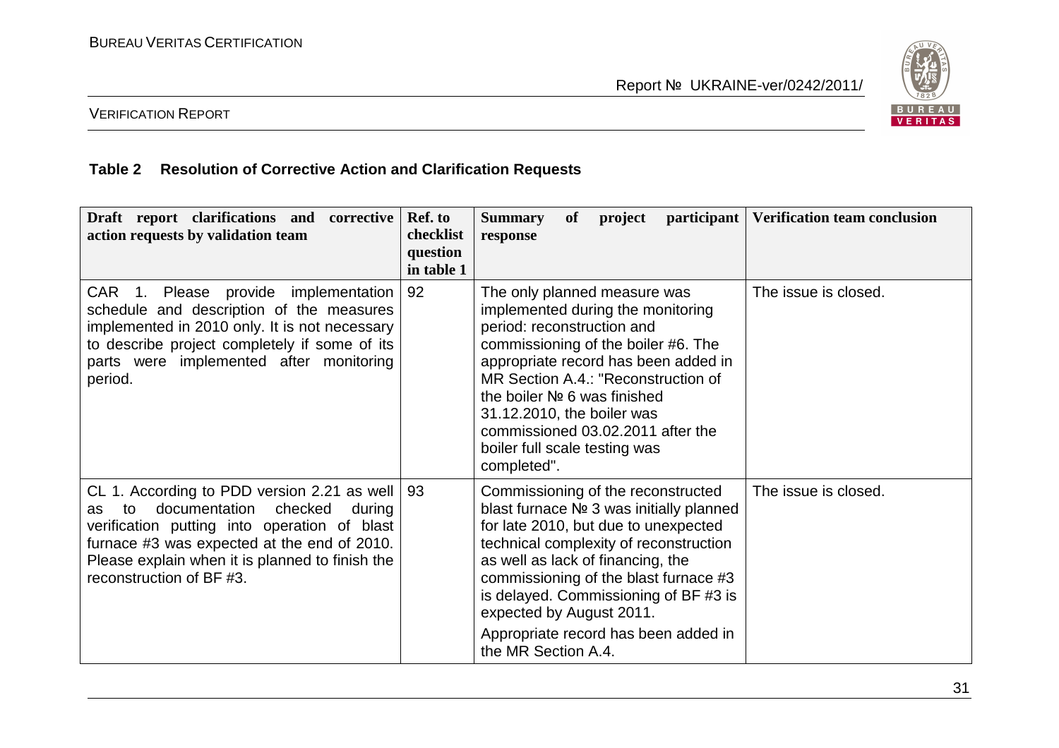**Table 2 Resolution of Corrective Action and Clarification Requests**

| Draft report clarifications and corrective action requests by validation team | Ref. to checklist question in table 1 | Summary of project participant response | Verification team conclusion |
|---|---|---|---|
| CAR 1. Please provide implementation schedule and description of the measures implemented in 2010 only. It is not necessary to describe project completely if some of its parts were implemented after monitoring period. | 92 | The only planned measure was implemented during the monitoring period: reconstruction and commissioning of the boiler #6. The appropriate record has been added in MR Section A.4.: "Reconstruction of the boiler № 6 was finished 31.12.2010, the boiler was commissioned 03.02.2011 after the boiler full scale testing was completed". | The issue is closed. |
| CL 1. According to PDD version 2.21 as well as to documentation checked during verification putting into operation of blast furnace #3 was expected at the end of 2010. Please explain when it is planned to finish the reconstruction of BF #3. | 93 | Commissioning of the reconstructed blast furnace № 3 was initially planned for late 2010, but due to unexpected technical complexity of reconstruction as well as lack of financing, the commissioning of the blast furnace #3 is delayed. Commissioning of BF #3 is expected by August 2011.<br><br>Appropriate record has been added in the MR Section A.4. | The issue is closed. |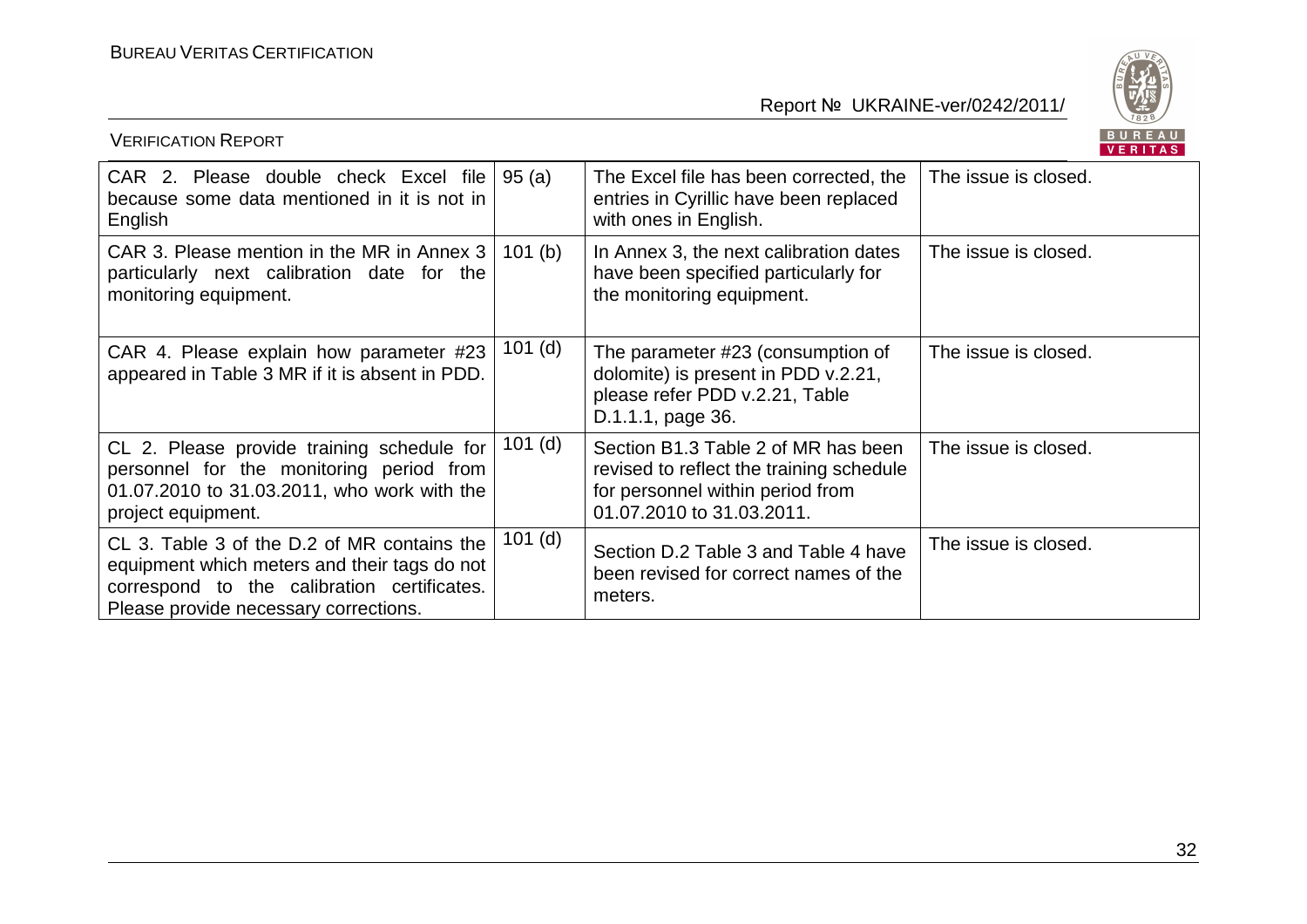| | | | |
|---|---|---|---|
| CAR 2. Please double check Excel file because some data mentioned in it is not in English | 95 (a) | The Excel file has been corrected, the entries in Cyrillic have been replaced with ones in English. | The issue is closed. |
| CAR 3. Please mention in the MR in Annex 3 particularly next calibration date for the monitoring equipment. | 101 (b) | In Annex 3, the next calibration dates have been specified particularly for the monitoring equipment. | The issue is closed. |
| CAR 4. Please explain how parameter #23 appeared in Table 3 MR if it is absent in PDD. | 101 (d) | The parameter #23 (consumption of dolomite) is present in PDD v.2.21, please refer PDD v.2.21, Table D.1.1.1, page 36. | The issue is closed. |
| CL 2. Please provide training schedule for personnel for the monitoring period from 01.07.2010 to 31.03.2011, who work with the project equipment. | 101 (d) | Section B1.3 Table 2 of MR has been revised to reflect the training schedule for personnel within period from 01.07.2010 to 31.03.2011. | The issue is closed. |
| CL 3. Table 3 of the D.2 of MR contains the equipment which meters and their tags do not correspond to the calibration certificates. Please provide necessary corrections. | 101 (d) | Section D.2 Table 3 and Table 4 have been revised for correct names of the meters. | The issue is closed. |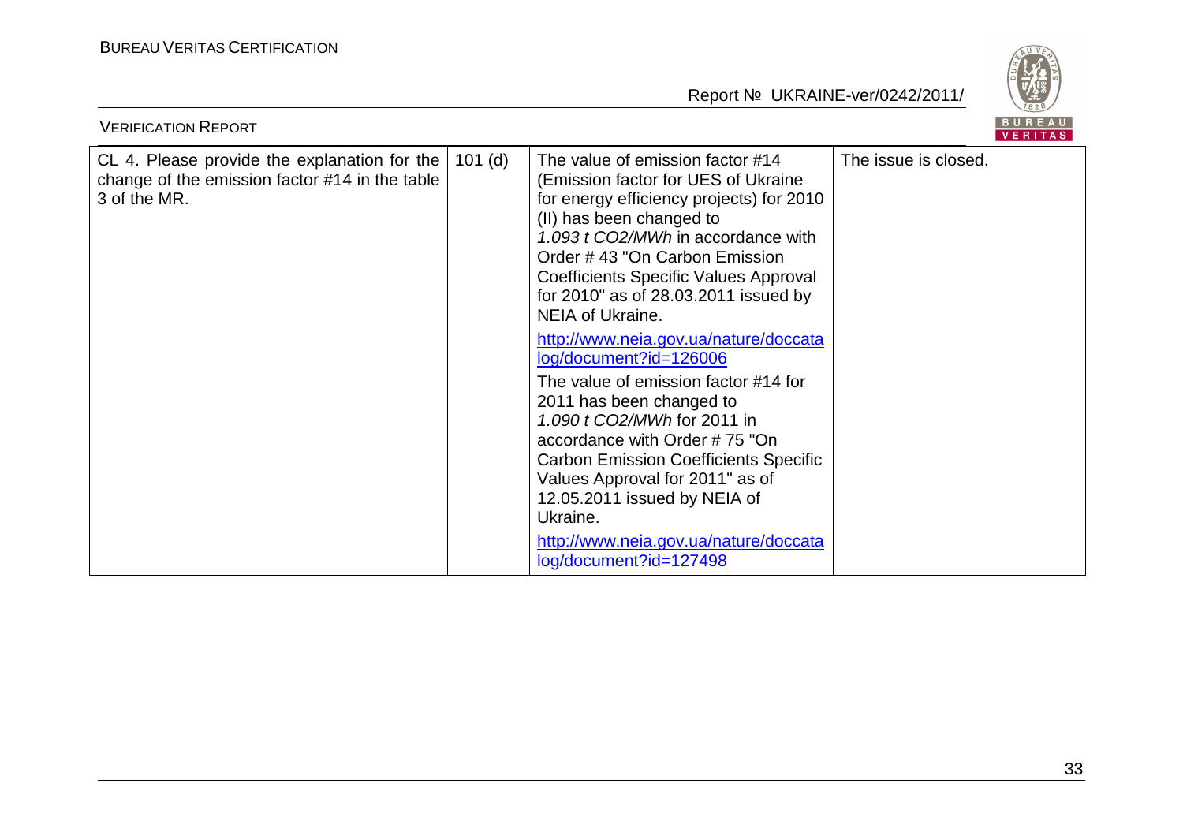| CL 4. Please provide the explanation for the change of the emission factor #14 in the table 3 of the MR. | 101 (d) | The value of emission factor #14 (Emission factor for UES of Ukraine for energy efficiency projects) for 2010 (II) has been changed to *1.093 t CO2/MWh* in accordance with Order # 43 "On Carbon Emission Coefficients Specific Values Approval for 2010" as of 28.03.2011 issued by NEIA of Ukraine.<br>http://www.neia.gov.ua/nature/doccatalog/document?id=126006<br>The value of emission factor #14 for 2011 has been changed to *1.090 t CO2/MWh* for 2011 in accordance with Order # 75 "On Carbon Emission Coefficients Specific Values Approval for 2011" as of 12.05.2011 issued by NEIA of Ukraine.<br>http://www.neia.gov.ua/nature/doccatalog/document?id=127498 | The issue is closed. |
|---|---|---|---|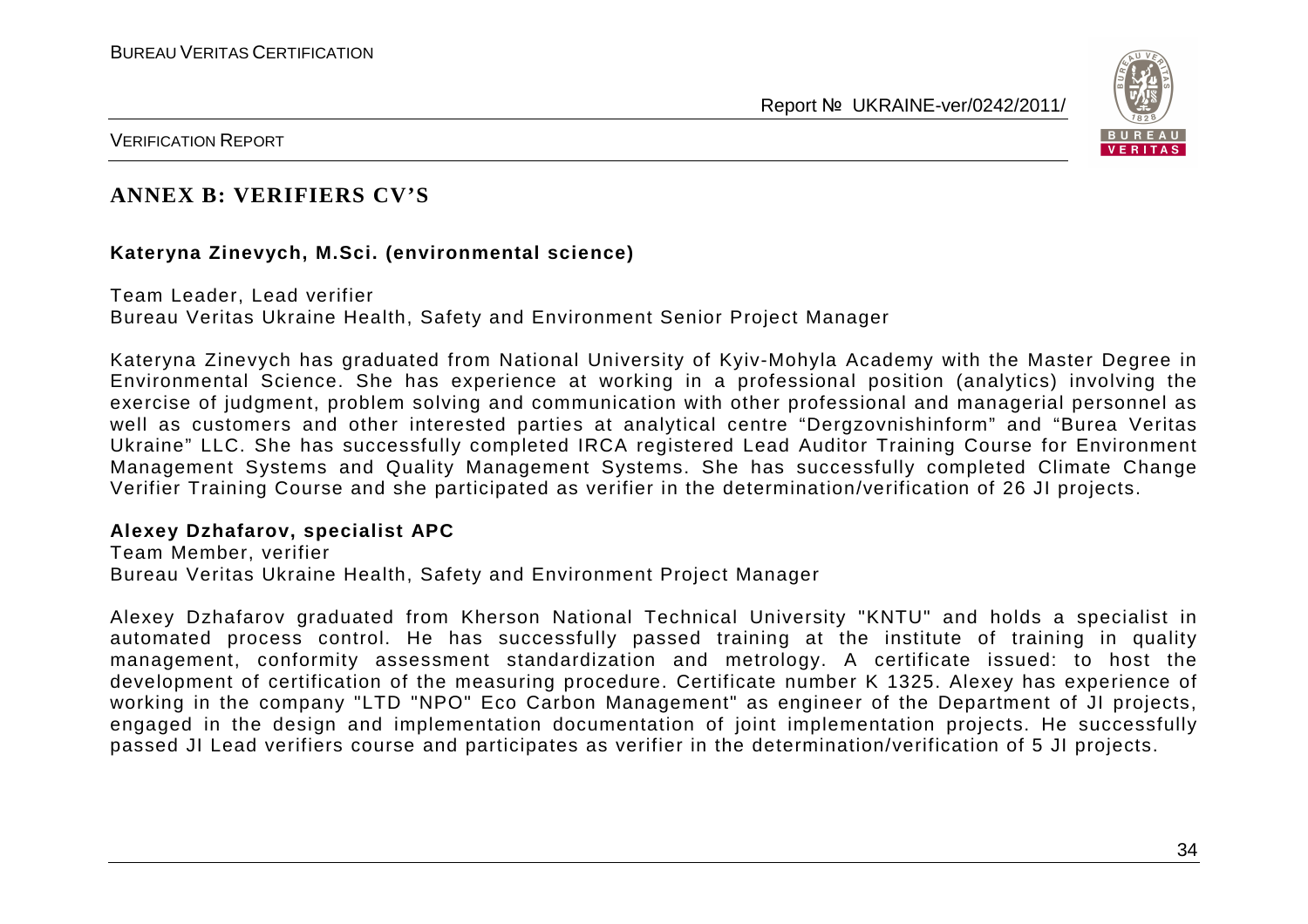## ANNEX B: VERIFIERS CV'S

**Kateryna Zinevych, M.Sci. (environmental science)**

Team Leader, Lead verifier
Bureau Veritas Ukraine Health, Safety and Environment Senior Project Manager

Kateryna Zinevych has graduated from National University of Kyiv-Mohyla Academy with the Master Degree in Environmental Science. She has experience at working in a professional position (analytics) involving the exercise of judgment, problem solving and communication with other professional and managerial personnel as well as customers and other interested parties at analytical centre "Dergzovnishinform" and "Burea Veritas Ukraine" LLC. She has successfully completed IRCA registered Lead Auditor Training Course for Environment Management Systems and Quality Management Systems. She has successfully completed Climate Change Verifier Training Course and she participated as verifier in the determination/verification of 26 JI projects.

**Alexey Dzhafarov, specialist APC**

Team Member, verifier
Bureau Veritas Ukraine Health, Safety and Environment Project Manager

Alexey Dzhafarov graduated from Kherson National Technical University "KNTU" and holds a specialist in automated process control. He has successfully passed training at the institute of training in quality management, conformity assessment standardization and metrology. A certificate issued: to host the development of certification of the measuring procedure. Certificate number K 1325. Alexey has experience of working in the company "LTD "NPO" Eco Carbon Management" as engineer of the Department of JI projects, engaged in the design and implementation documentation of joint implementation projects. He successfully passed JI Lead verifiers course and participates as verifier in the determination/verification of 5 JI projects.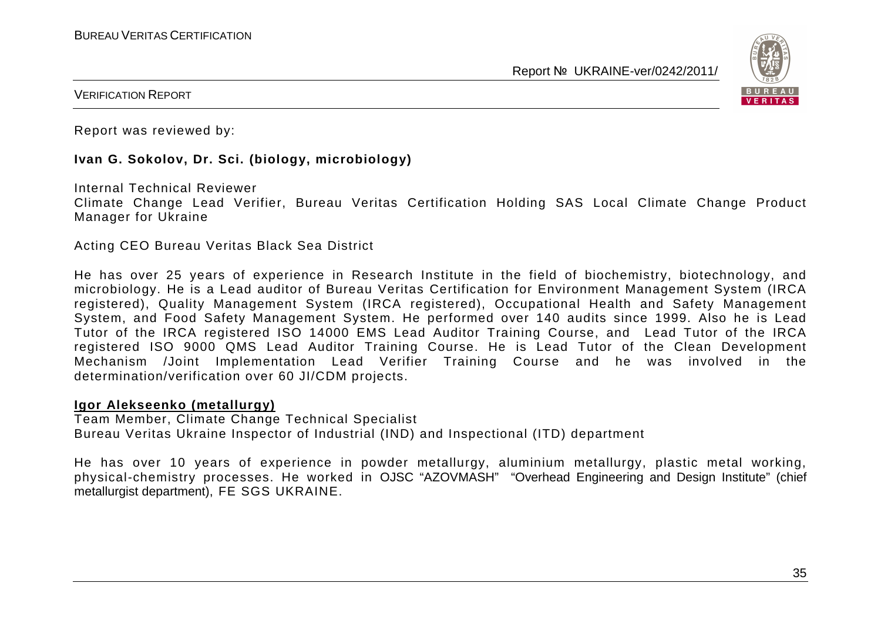Report was reviewed by:

**Ivan G. Sokolov, Dr. Sci. (biology, microbiology)**

Internal Technical Reviewer
Climate Change Lead Verifier, Bureau Veritas Certification Holding SAS Local Climate Change Product Manager for Ukraine

Acting CEO Bureau Veritas Black Sea District

He has over 25 years of experience in Research Institute in the field of biochemistry, biotechnology, and microbiology. He is a Lead auditor of Bureau Veritas Certification for Environment Management System (IRCA registered), Quality Management System (IRCA registered), Occupational Health and Safety Management System, and Food Safety Management System. He performed over 140 audits since 1999. Also he is Lead Tutor of the IRCA registered ISO 14000 EMS Lead Auditor Training Course, and Lead Tutor of the IRCA registered ISO 9000 QMS Lead Auditor Training Course. He is Lead Tutor of the Clean Development Mechanism /Joint Implementation Lead Verifier Training Course and he was involved in the determination/verification over 60 JI/CDM projects.

**Igor Alekseenko (metallurgy)**
Team Member, Climate Change Technical Specialist
Bureau Veritas Ukraine Inspector of Industrial (IND) and Inspectional (ITD) department

He has over 10 years of experience in powder metallurgy, aluminium metallurgy, plastic metal working, physical-chemistry processes. He worked in OJSC "AZOVMASH" "Overhead Engineering and Design Institute" (chief metallurgist department), FE SGS UKRAINE.